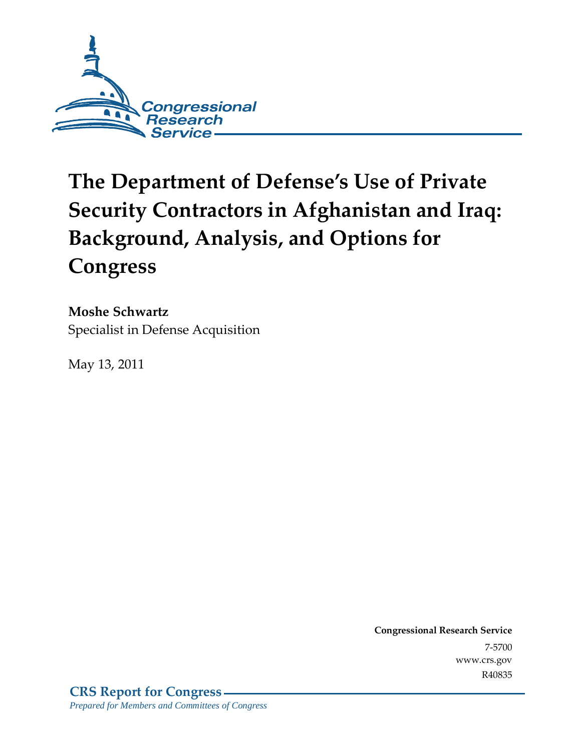Congressional Research Service

# The Department of Defense's Use of Private Security Contractors in Afghanistan and Iraq: Background, Analysis, and Options for Congress

**Moshe Schwartz**
Specialist in Defense Acquisition

May 13, 2011

**Congressional Research Service**
7-5700
www.crs.gov
R40835

**CRS Report for Congress**
*Prepared for Members and Committees of Congress*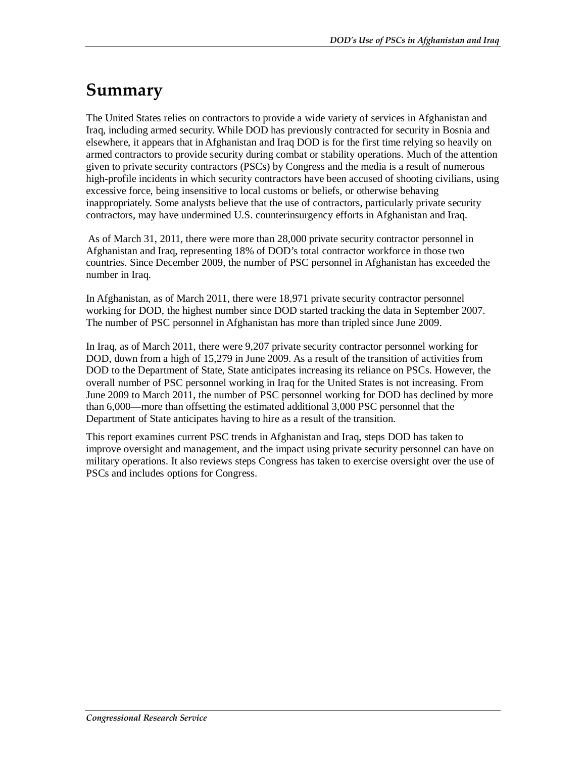# Summary

The United States relies on contractors to provide a wide variety of services in Afghanistan and Iraq, including armed security. While DOD has previously contracted for security in Bosnia and elsewhere, it appears that in Afghanistan and Iraq DOD is for the first time relying so heavily on armed contractors to provide security during combat or stability operations. Much of the attention given to private security contractors (PSCs) by Congress and the media is a result of numerous high-profile incidents in which security contractors have been accused of shooting civilians, using excessive force, being insensitive to local customs or beliefs, or otherwise behaving inappropriately. Some analysts believe that the use of contractors, particularly private security contractors, may have undermined U.S. counterinsurgency efforts in Afghanistan and Iraq.

As of March 31, 2011, there were more than 28,000 private security contractor personnel in Afghanistan and Iraq, representing 18% of DOD's total contractor workforce in those two countries. Since December 2009, the number of PSC personnel in Afghanistan has exceeded the number in Iraq.

In Afghanistan, as of March 2011, there were 18,971 private security contractor personnel working for DOD, the highest number since DOD started tracking the data in September 2007. The number of PSC personnel in Afghanistan has more than tripled since June 2009.

In Iraq, as of March 2011, there were 9,207 private security contractor personnel working for DOD, down from a high of 15,279 in June 2009. As a result of the transition of activities from DOD to the Department of State, State anticipates increasing its reliance on PSCs. However, the overall number of PSC personnel working in Iraq for the United States is not increasing. From June 2009 to March 2011, the number of PSC personnel working for DOD has declined by more than 6,000—more than offsetting the estimated additional 3,000 PSC personnel that the Department of State anticipates having to hire as a result of the transition.

This report examines current PSC trends in Afghanistan and Iraq, steps DOD has taken to improve oversight and management, and the impact using private security personnel can have on military operations. It also reviews steps Congress has taken to exercise oversight over the use of PSCs and includes options for Congress.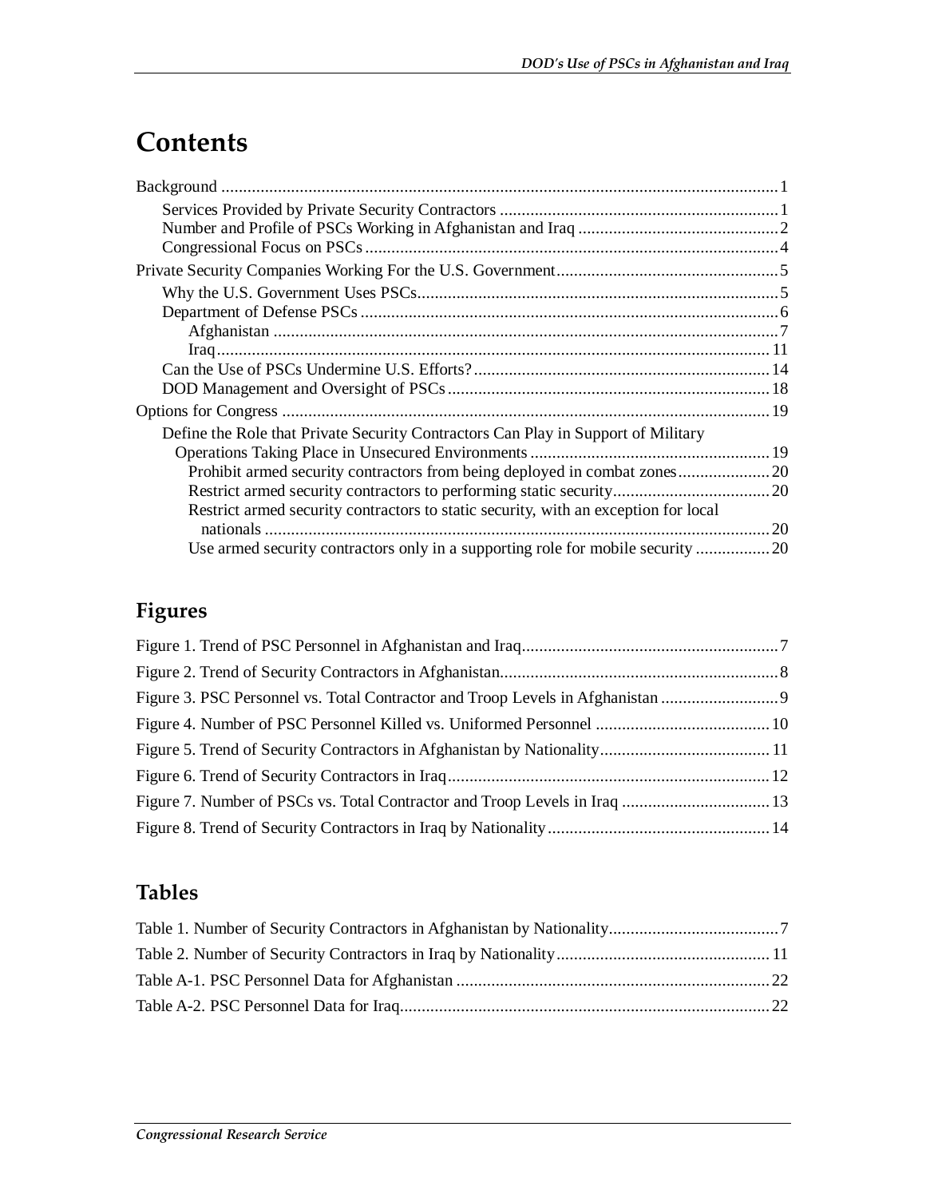# Contents

Background ... 1

- Services Provided by Private Security Contractors ... 1
- Number and Profile of PSCs Working in Afghanistan and Iraq ... 2
- Congressional Focus on PSCs ... 4

Private Security Companies Working For the U.S. Government ... 5

- Why the U.S. Government Uses PSCs ... 5
- Department of Defense PSCs ... 6
  - Afghanistan ... 7
  - Iraq ... 11
- Can the Use of PSCs Undermine U.S. Efforts? ... 14
- DOD Management and Oversight of PSCs ... 18

Options for Congress ... 19

- Define the Role that Private Security Contractors Can Play in Support of Military Operations Taking Place in Unsecured Environments ... 19
  - Prohibit armed security contractors from being deployed in combat zones ... 20
  - Restrict armed security contractors to performing static security ... 20
  - Restrict armed security contractors to static security, with an exception for local nationals ... 20
  - Use armed security contractors only in a supporting role for mobile security ... 20

## Figures

Figure 1. Trend of PSC Personnel in Afghanistan and Iraq ... 7

Figure 2. Trend of Security Contractors in Afghanistan ... 8

Figure 3. PSC Personnel vs. Total Contractor and Troop Levels in Afghanistan ... 9

Figure 4. Number of PSC Personnel Killed vs. Uniformed Personnel ... 10

Figure 5. Trend of Security Contractors in Afghanistan by Nationality ... 11

Figure 6. Trend of Security Contractors in Iraq ... 12

Figure 7. Number of PSCs vs. Total Contractor and Troop Levels in Iraq ... 13

Figure 8. Trend of Security Contractors in Iraq by Nationality ... 14

## Tables

Table 1. Number of Security Contractors in Afghanistan by Nationality ... 7

Table 2. Number of Security Contractors in Iraq by Nationality ... 11

Table A-1. PSC Personnel Data for Afghanistan ... 22

Table A-2. PSC Personnel Data for Iraq ... 22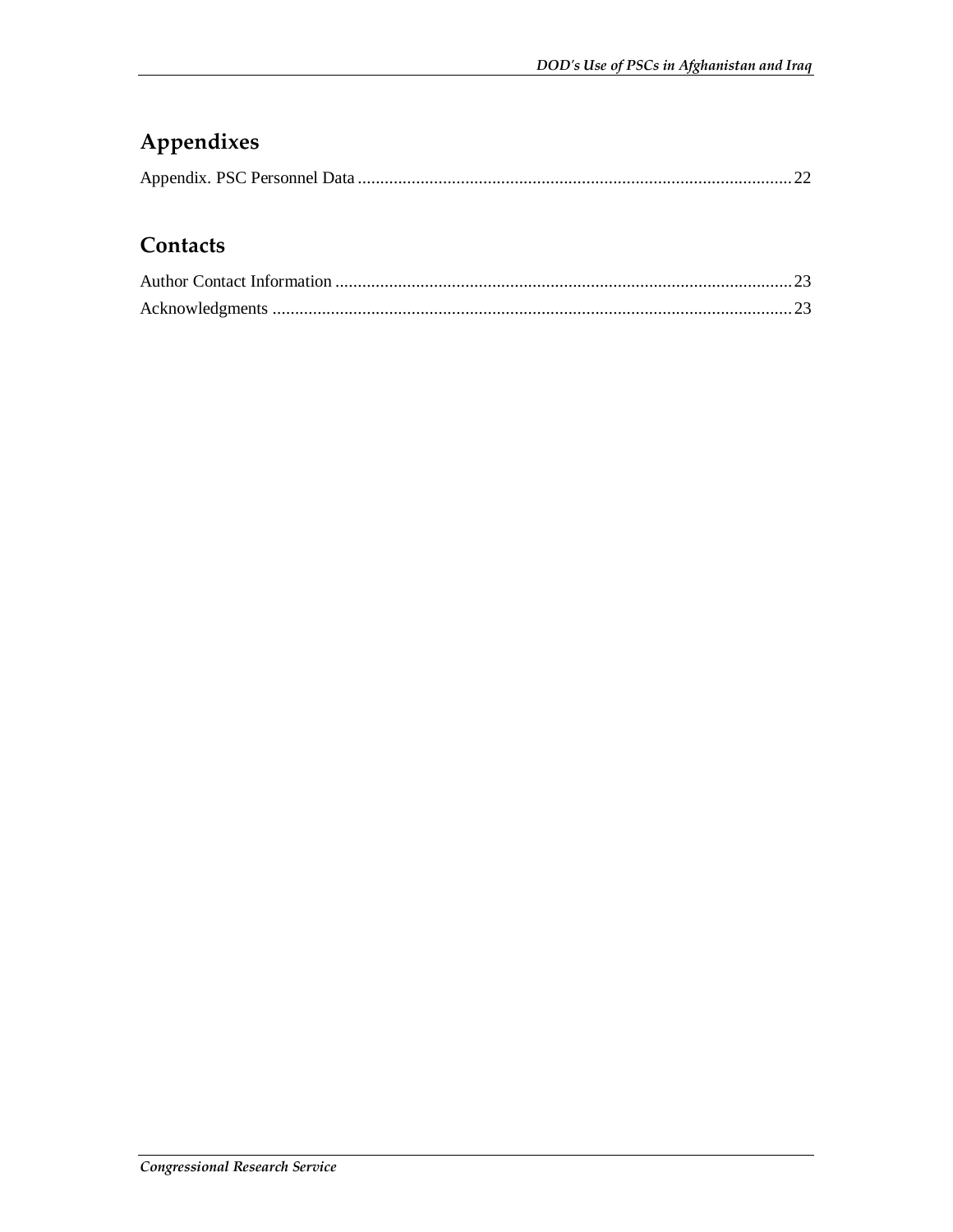## Appendixes

Appendix. PSC Personnel Data ....................................................................................................22

## Contacts

Author Contact Information ........................................................................................................23

Acknowledgments ......................................................................................................................23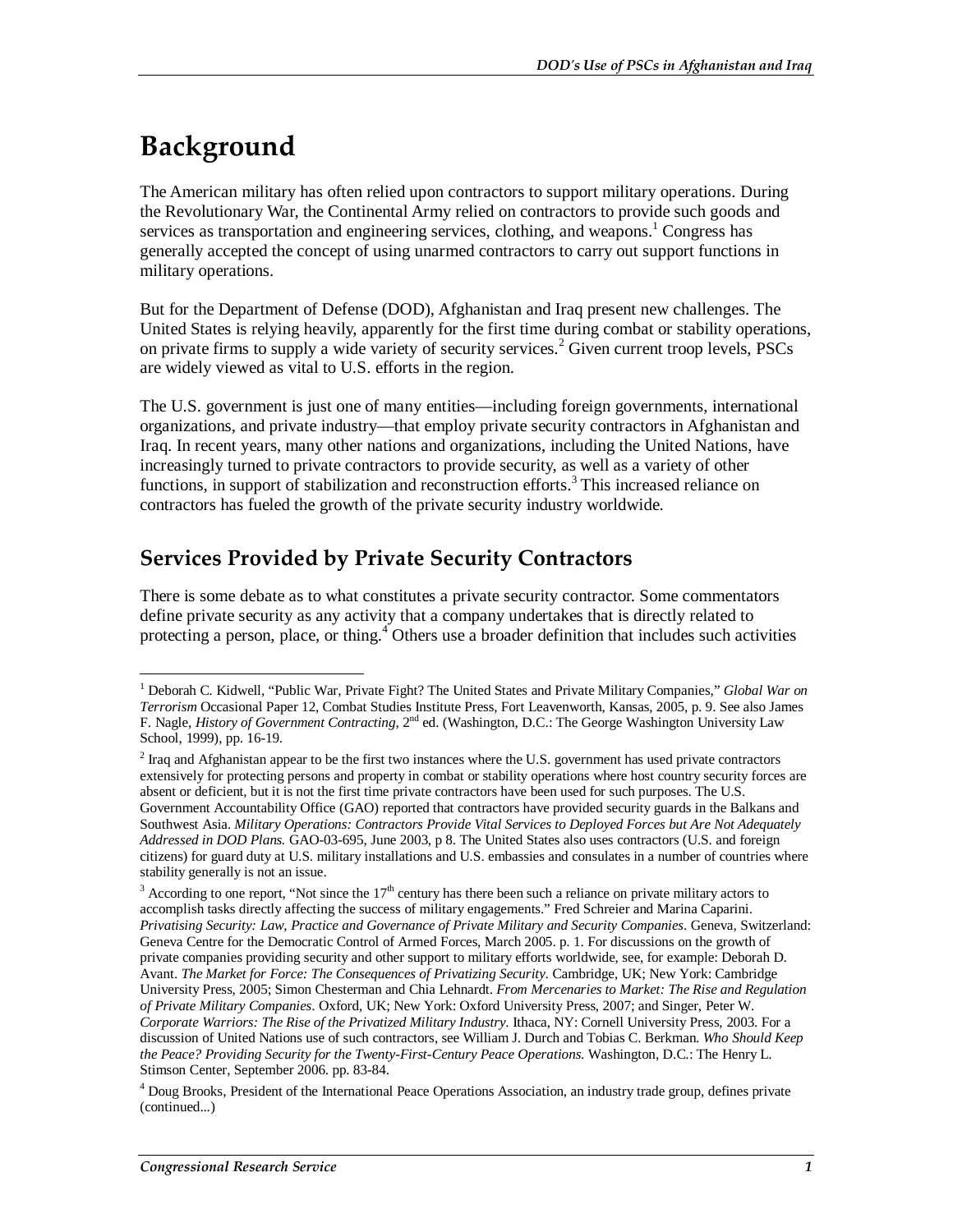# Background

The American military has often relied upon contractors to support military operations. During the Revolutionary War, the Continental Army relied on contractors to provide such goods and services as transportation and engineering services, clothing, and weapons.[1] Congress has generally accepted the concept of using unarmed contractors to carry out support functions in military operations.

But for the Department of Defense (DOD), Afghanistan and Iraq present new challenges. The United States is relying heavily, apparently for the first time during combat or stability operations, on private firms to supply a wide variety of security services.[2] Given current troop levels, PSCs are widely viewed as vital to U.S. efforts in the region.

The U.S. government is just one of many entities—including foreign governments, international organizations, and private industry—that employ private security contractors in Afghanistan and Iraq. In recent years, many other nations and organizations, including the United Nations, have increasingly turned to private contractors to provide security, as well as a variety of other functions, in support of stabilization and reconstruction efforts.[3] This increased reliance on contractors has fueled the growth of the private security industry worldwide.

## Services Provided by Private Security Contractors

There is some debate as to what constitutes a private security contractor. Some commentators define private security as any activity that a company undertakes that is directly related to protecting a person, place, or thing.[4] Others use a broader definition that includes such activities

---

[1] Deborah C. Kidwell, "Public War, Private Fight? The United States and Private Military Companies," *Global War on Terrorism* Occasional Paper 12, Combat Studies Institute Press, Fort Leavenworth, Kansas, 2005, p. 9. See also James F. Nagle, *History of Government Contracting*, 2nd ed. (Washington, D.C.: The George Washington University Law School, 1999), pp. 16-19.

[2] Iraq and Afghanistan appear to be the first two instances where the U.S. government has used private contractors extensively for protecting persons and property in combat or stability operations where host country security forces are absent or deficient, but it is not the first time private contractors have been used for such purposes. The U.S. Government Accountability Office (GAO) reported that contractors have provided security guards in the Balkans and Southwest Asia. *Military Operations: Contractors Provide Vital Services to Deployed Forces but Are Not Adequately Addressed in DOD Plans.* GAO-03-695, June 2003, p 8. The United States also uses contractors (U.S. and foreign citizens) for guard duty at U.S. military installations and U.S. embassies and consulates in a number of countries where stability generally is not an issue.

[3] According to one report, "Not since the 17th century has there been such a reliance on private military actors to accomplish tasks directly affecting the success of military engagements." Fred Schreier and Marina Caparini. *Privatising Security: Law, Practice and Governance of Private Military and Security Companies*. Geneva, Switzerland: Geneva Centre for the Democratic Control of Armed Forces, March 2005. p. 1. For discussions on the growth of private companies providing security and other support to military efforts worldwide, see, for example: Deborah D. Avant. *The Market for Force: The Consequences of Privatizing Security*. Cambridge, UK; New York: Cambridge University Press, 2005; Simon Chesterman and Chia Lehnardt. *From Mercenaries to Market: The Rise and Regulation of Private Military Companies*. Oxford, UK; New York: Oxford University Press, 2007; and Singer, Peter W. *Corporate Warriors: The Rise of the Privatized Military Industry*. Ithaca, NY: Cornell University Press, 2003. For a discussion of United Nations use of such contractors, see William J. Durch and Tobias C. Berkman. *Who Should Keep the Peace? Providing Security for the Twenty-First-Century Peace Operations.* Washington, D.C.: The Henry L. Stimson Center, September 2006. pp. 83-84.

[4] Doug Brooks, President of the International Peace Operations Association, an industry trade group, defines private (continued...)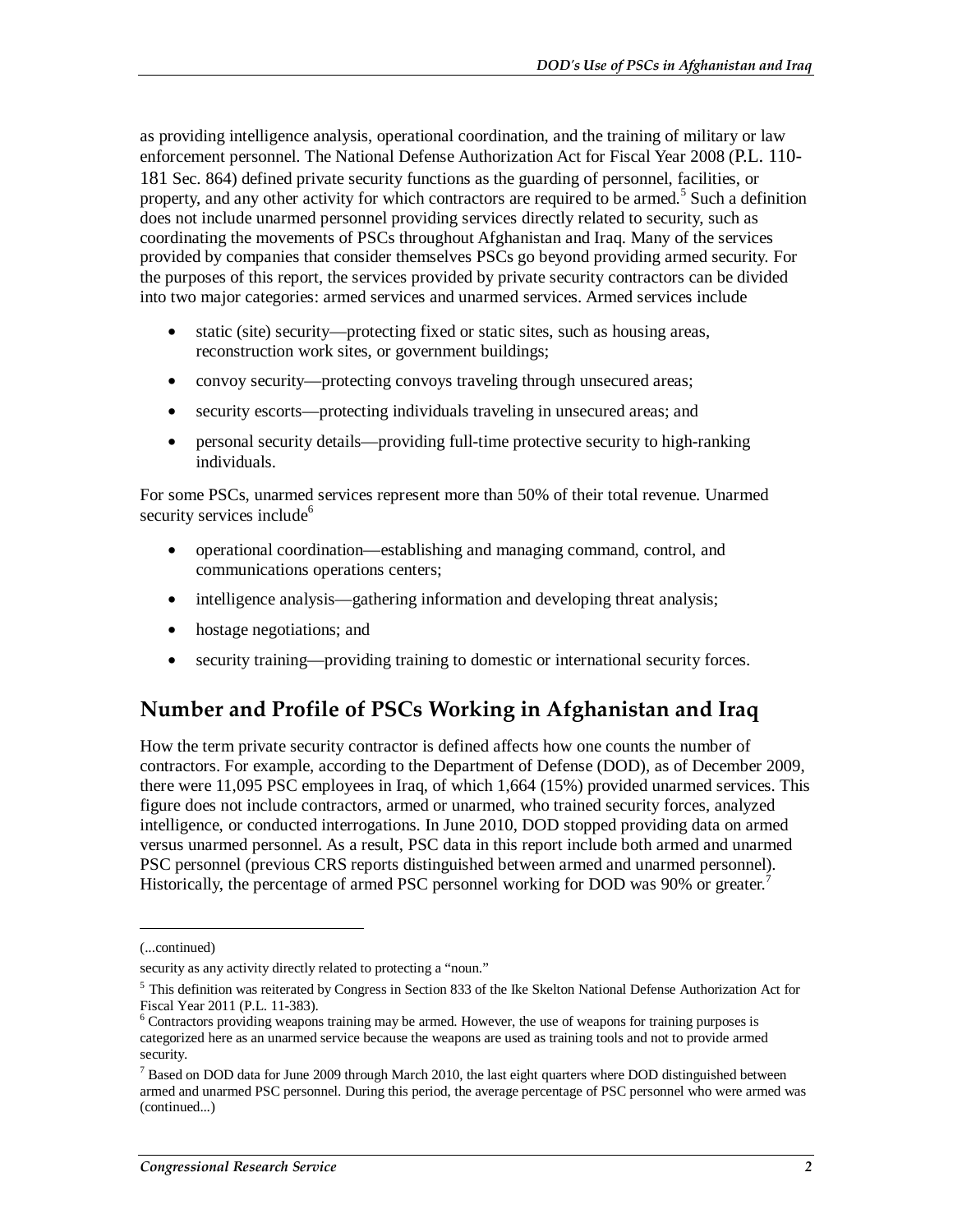as providing intelligence analysis, operational coordination, and the training of military or law enforcement personnel. The National Defense Authorization Act for Fiscal Year 2008 (P.L. 110-181 Sec. 864) defined private security functions as the guarding of personnel, facilities, or property, and any other activity for which contractors are required to be armed.[5] Such a definition does not include unarmed personnel providing services directly related to security, such as coordinating the movements of PSCs throughout Afghanistan and Iraq. Many of the services provided by companies that consider themselves PSCs go beyond providing armed security. For the purposes of this report, the services provided by private security contractors can be divided into two major categories: armed services and unarmed services. Armed services include

- static (site) security—protecting fixed or static sites, such as housing areas, reconstruction work sites, or government buildings;
- convoy security—protecting convoys traveling through unsecured areas;
- security escorts—protecting individuals traveling in unsecured areas; and
- personal security details—providing full-time protective security to high-ranking individuals.

For some PSCs, unarmed services represent more than 50% of their total revenue. Unarmed security services include[6]

- operational coordination—establishing and managing command, control, and communications operations centers;
- intelligence analysis—gathering information and developing threat analysis;
- hostage negotiations; and
- security training—providing training to domestic or international security forces.

## Number and Profile of PSCs Working in Afghanistan and Iraq

How the term private security contractor is defined affects how one counts the number of contractors. For example, according to the Department of Defense (DOD), as of December 2009, there were 11,095 PSC employees in Iraq, of which 1,664 (15%) provided unarmed services. This figure does not include contractors, armed or unarmed, who trained security forces, analyzed intelligence, or conducted interrogations. In June 2010, DOD stopped providing data on armed versus unarmed personnel. As a result, PSC data in this report include both armed and unarmed PSC personnel (previous CRS reports distinguished between armed and unarmed personnel). Historically, the percentage of armed PSC personnel working for DOD was 90% or greater.[7]

---

(...continued)

security as any activity directly related to protecting a "noun."

[5] This definition was reiterated by Congress in Section 833 of the Ike Skelton National Defense Authorization Act for Fiscal Year 2011 (P.L. 11-383).

[6] Contractors providing weapons training may be armed. However, the use of weapons for training purposes is categorized here as an unarmed service because the weapons are used as training tools and not to provide armed security.

[7] Based on DOD data for June 2009 through March 2010, the last eight quarters where DOD distinguished between armed and unarmed PSC personnel. During this period, the average percentage of PSC personnel who were armed was (continued...)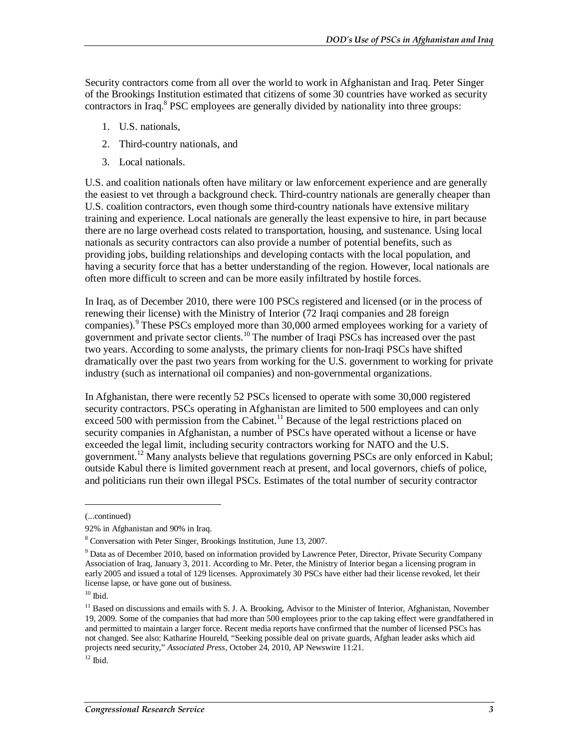Security contractors come from all over the world to work in Afghanistan and Iraq. Peter Singer of the Brookings Institution estimated that citizens of some 30 countries have worked as security contractors in Iraq.[8] PSC employees are generally divided by nationality into three groups:

1. U.S. nationals,
2. Third-country nationals, and
3. Local nationals.

U.S. and coalition nationals often have military or law enforcement experience and are generally the easiest to vet through a background check. Third-country nationals are generally cheaper than U.S. coalition contractors, even though some third-country nationals have extensive military training and experience. Local nationals are generally the least expensive to hire, in part because there are no large overhead costs related to transportation, housing, and sustenance. Using local nationals as security contractors can also provide a number of potential benefits, such as providing jobs, building relationships and developing contacts with the local population, and having a security force that has a better understanding of the region. However, local nationals are often more difficult to screen and can be more easily infiltrated by hostile forces.

In Iraq, as of December 2010, there were 100 PSCs registered and licensed (or in the process of renewing their license) with the Ministry of Interior (72 Iraqi companies and 28 foreign companies).[9] These PSCs employed more than 30,000 armed employees working for a variety of government and private sector clients.[10] The number of Iraqi PSCs has increased over the past two years. According to some analysts, the primary clients for non-Iraqi PSCs have shifted dramatically over the past two years from working for the U.S. government to working for private industry (such as international oil companies) and non-governmental organizations.

In Afghanistan, there were recently 52 PSCs licensed to operate with some 30,000 registered security contractors. PSCs operating in Afghanistan are limited to 500 employees and can only exceed 500 with permission from the Cabinet.[11] Because of the legal restrictions placed on security companies in Afghanistan, a number of PSCs have operated without a license or have exceeded the legal limit, including security contractors working for NATO and the U.S. government.[12] Many analysts believe that regulations governing PSCs are only enforced in Kabul; outside Kabul there is limited government reach at present, and local governors, chiefs of police, and politicians run their own illegal PSCs. Estimates of the total number of security contractor

---

(...continued)

92% in Afghanistan and 90% in Iraq.

[8] Conversation with Peter Singer, Brookings Institution, June 13, 2007.

[9] Data as of December 2010, based on information provided by Lawrence Peter, Director, Private Security Company Association of Iraq, January 3, 2011. According to Mr. Peter, the Ministry of Interior began a licensing program in early 2005 and issued a total of 129 licenses. Approximately 30 PSCs have either had their license revoked, let their license lapse, or have gone out of business.

[10] Ibid.

[11] Based on discussions and emails with S. J. A. Brooking, Advisor to the Minister of Interior, Afghanistan, November 19, 2009. Some of the companies that had more than 500 employees prior to the cap taking effect were grandfathered in and permitted to maintain a larger force. Recent media reports have confirmed that the number of licensed PSCs has not changed. See also: Katharine Houreld, "Seeking possible deal on private guards, Afghan leader asks which aid projects need security," *Associated Press*, October 24, 2010, AP Newswire 11:21.

[12] Ibid.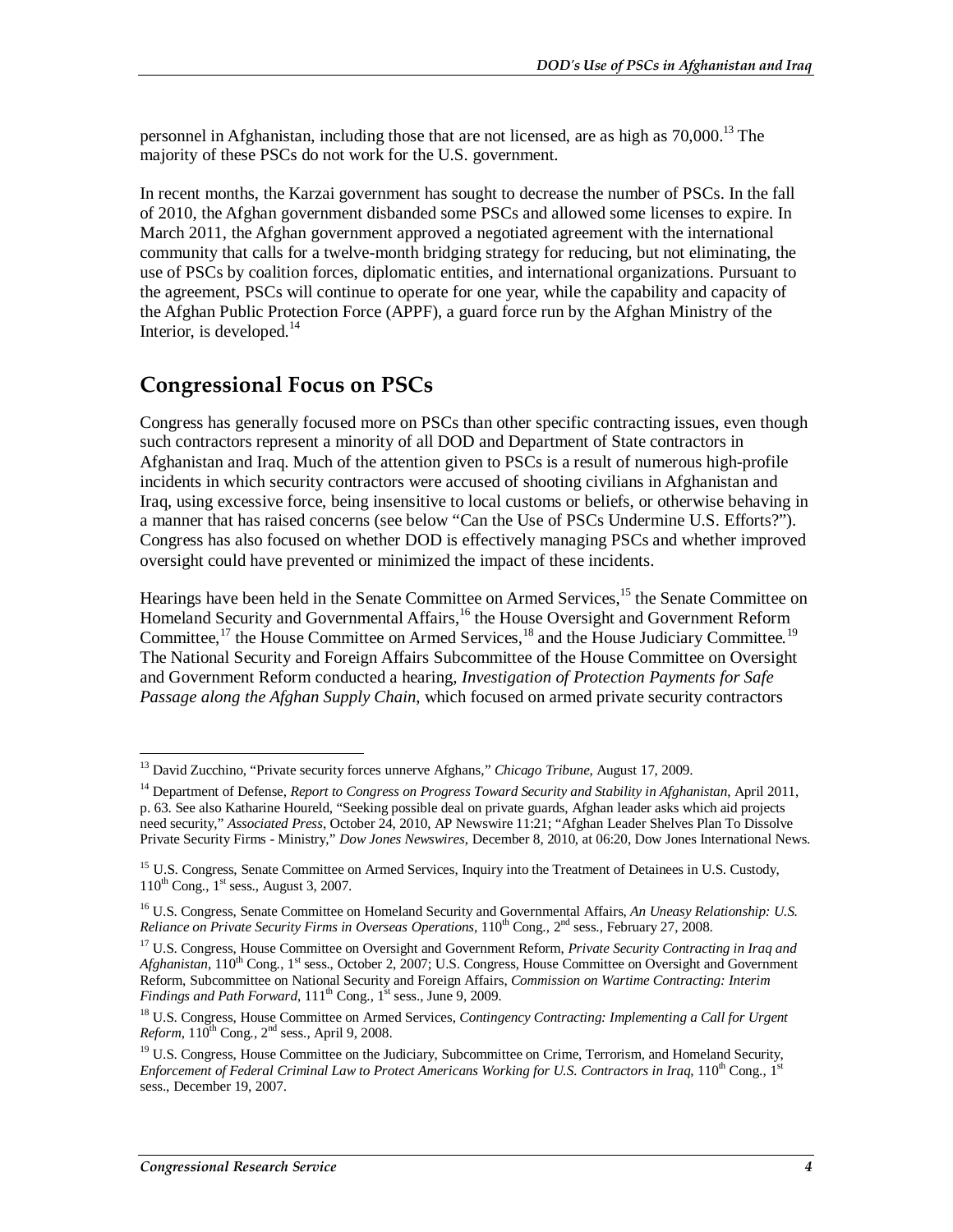personnel in Afghanistan, including those that are not licensed, are as high as 70,000.[13] The majority of these PSCs do not work for the U.S. government.

In recent months, the Karzai government has sought to decrease the number of PSCs. In the fall of 2010, the Afghan government disbanded some PSCs and allowed some licenses to expire. In March 2011, the Afghan government approved a negotiated agreement with the international community that calls for a twelve-month bridging strategy for reducing, but not eliminating, the use of PSCs by coalition forces, diplomatic entities, and international organizations. Pursuant to the agreement, PSCs will continue to operate for one year, while the capability and capacity of the Afghan Public Protection Force (APPF), a guard force run by the Afghan Ministry of the Interior, is developed.[14]

## Congressional Focus on PSCs

Congress has generally focused more on PSCs than other specific contracting issues, even though such contractors represent a minority of all DOD and Department of State contractors in Afghanistan and Iraq. Much of the attention given to PSCs is a result of numerous high-profile incidents in which security contractors were accused of shooting civilians in Afghanistan and Iraq, using excessive force, being insensitive to local customs or beliefs, or otherwise behaving in a manner that has raised concerns (see below "Can the Use of PSCs Undermine U.S. Efforts?"). Congress has also focused on whether DOD is effectively managing PSCs and whether improved oversight could have prevented or minimized the impact of these incidents.

Hearings have been held in the Senate Committee on Armed Services,[15] the Senate Committee on Homeland Security and Governmental Affairs,[16] the House Oversight and Government Reform Committee,[17] the House Committee on Armed Services,[18] and the House Judiciary Committee.[19] The National Security and Foreign Affairs Subcommittee of the House Committee on Oversight and Government Reform conducted a hearing, *Investigation of Protection Payments for Safe Passage along the Afghan Supply Chain*, which focused on armed private security contractors

---

[13] David Zucchino, "Private security forces unnerve Afghans," *Chicago Tribune*, August 17, 2009.

[14] Department of Defense, *Report to Congress on Progress Toward Security and Stability in Afghanistan*, April 2011, p. 63. See also Katharine Houreld, "Seeking possible deal on private guards, Afghan leader asks which aid projects need security," *Associated Press*, October 24, 2010, AP Newswire 11:21; "Afghan Leader Shelves Plan To Dissolve Private Security Firms - Ministry," *Dow Jones Newswires*, December 8, 2010, at 06:20, Dow Jones International News.

[15] U.S. Congress, Senate Committee on Armed Services, Inquiry into the Treatment of Detainees in U.S. Custody, 110th Cong., 1st sess., August 3, 2007.

[16] U.S. Congress, Senate Committee on Homeland Security and Governmental Affairs, *An Uneasy Relationship: U.S. Reliance on Private Security Firms in Overseas Operations*, 110th Cong., 2nd sess., February 27, 2008.

[17] U.S. Congress, House Committee on Oversight and Government Reform, *Private Security Contracting in Iraq and Afghanistan*, 110th Cong., 1st sess., October 2, 2007; U.S. Congress, House Committee on Oversight and Government Reform, Subcommittee on National Security and Foreign Affairs, *Commission on Wartime Contracting: Interim Findings and Path Forward*, 111th Cong., 1st sess., June 9, 2009.

[18] U.S. Congress, House Committee on Armed Services, *Contingency Contracting: Implementing a Call for Urgent Reform*, 110th Cong., 2nd sess., April 9, 2008.

[19] U.S. Congress, House Committee on the Judiciary, Subcommittee on Crime, Terrorism, and Homeland Security, *Enforcement of Federal Criminal Law to Protect Americans Working for U.S. Contractors in Iraq*, 110th Cong., 1st sess., December 19, 2007.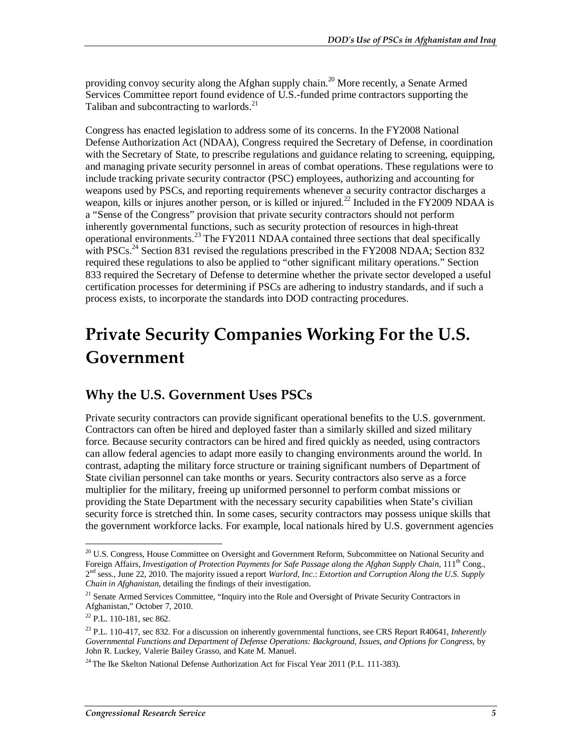providing convoy security along the Afghan supply chain.[20] More recently, a Senate Armed Services Committee report found evidence of U.S.-funded prime contractors supporting the Taliban and subcontracting to warlords.[21]

Congress has enacted legislation to address some of its concerns. In the FY2008 National Defense Authorization Act (NDAA), Congress required the Secretary of Defense, in coordination with the Secretary of State, to prescribe regulations and guidance relating to screening, equipping, and managing private security personnel in areas of combat operations. These regulations were to include tracking private security contractor (PSC) employees, authorizing and accounting for weapons used by PSCs, and reporting requirements whenever a security contractor discharges a weapon, kills or injures another person, or is killed or injured.[22] Included in the FY2009 NDAA is a "Sense of the Congress" provision that private security contractors should not perform inherently governmental functions, such as security protection of resources in high-threat operational environments.[23] The FY2011 NDAA contained three sections that deal specifically with PSCs.[24] Section 831 revised the regulations prescribed in the FY2008 NDAA; Section 832 required these regulations to also be applied to "other significant military operations." Section 833 required the Secretary of Defense to determine whether the private sector developed a useful certification processes for determining if PSCs are adhering to industry standards, and if such a process exists, to incorporate the standards into DOD contracting procedures.

# Private Security Companies Working For the U.S. Government

## Why the U.S. Government Uses PSCs

Private security contractors can provide significant operational benefits to the U.S. government. Contractors can often be hired and deployed faster than a similarly skilled and sized military force. Because security contractors can be hired and fired quickly as needed, using contractors can allow federal agencies to adapt more easily to changing environments around the world. In contrast, adapting the military force structure or training significant numbers of Department of State civilian personnel can take months or years. Security contractors also serve as a force multiplier for the military, freeing up uniformed personnel to perform combat missions or providing the State Department with the necessary security capabilities when State's civilian security force is stretched thin. In some cases, security contractors may possess unique skills that the government workforce lacks. For example, local nationals hired by U.S. government agencies

---

[20] U.S. Congress, House Committee on Oversight and Government Reform, Subcommittee on National Security and Foreign Affairs, *Investigation of Protection Payments for Safe Passage along the Afghan Supply Chain*, 111th Cong., 2nd sess., June 22, 2010. The majority issued a report *Warlord, Inc*.: *Extortion and Corruption Along the U.S. Supply Chain in Afghanistan*, detailing the findings of their investigation.

[21] Senate Armed Services Committee, "Inquiry into the Role and Oversight of Private Security Contractors in Afghanistan," October 7, 2010.

[22] P.L. 110-181, sec 862.

[23] P.L. 110-417, sec 832. For a discussion on inherently governmental functions, see CRS Report R40641, *Inherently Governmental Functions and Department of Defense Operations: Background, Issues, and Options for Congress*, by John R. Luckey, Valerie Bailey Grasso, and Kate M. Manuel.

[24] The Ike Skelton National Defense Authorization Act for Fiscal Year 2011 (P.L. 111-383).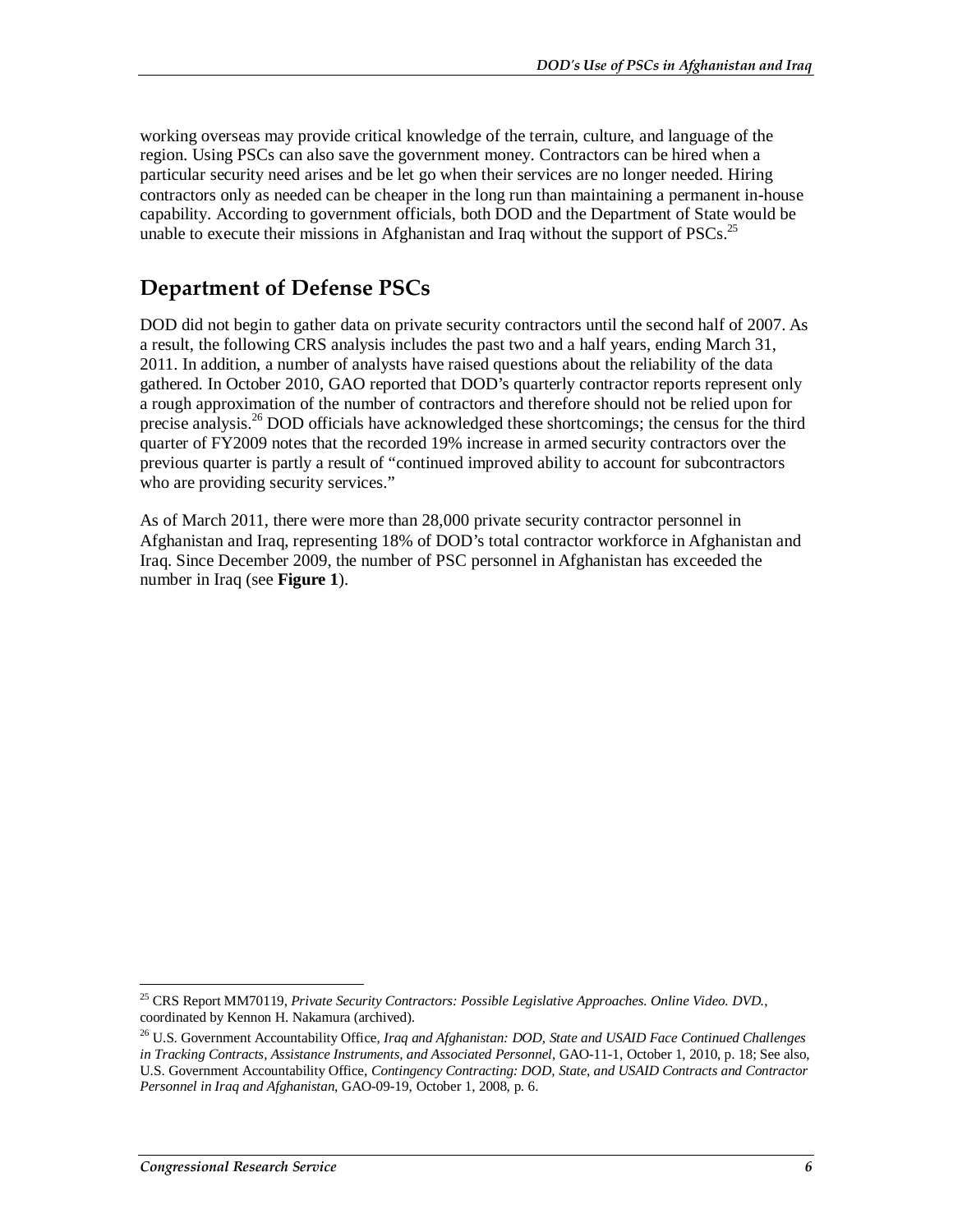working overseas may provide critical knowledge of the terrain, culture, and language of the region. Using PSCs can also save the government money. Contractors can be hired when a particular security need arises and be let go when their services are no longer needed. Hiring contractors only as needed can be cheaper in the long run than maintaining a permanent in-house capability. According to government officials, both DOD and the Department of State would be unable to execute their missions in Afghanistan and Iraq without the support of PSCs.[25]

## Department of Defense PSCs

DOD did not begin to gather data on private security contractors until the second half of 2007. As a result, the following CRS analysis includes the past two and a half years, ending March 31, 2011. In addition, a number of analysts have raised questions about the reliability of the data gathered. In October 2010, GAO reported that DOD's quarterly contractor reports represent only a rough approximation of the number of contractors and therefore should not be relied upon for precise analysis.[26] DOD officials have acknowledged these shortcomings; the census for the third quarter of FY2009 notes that the recorded 19% increase in armed security contractors over the previous quarter is partly a result of "continued improved ability to account for subcontractors who are providing security services."

As of March 2011, there were more than 28,000 private security contractor personnel in Afghanistan and Iraq, representing 18% of DOD's total contractor workforce in Afghanistan and Iraq. Since December 2009, the number of PSC personnel in Afghanistan has exceeded the number in Iraq (see **Figure 1**).

---

[25] CRS Report MM70119, *Private Security Contractors: Possible Legislative Approaches. Online Video. DVD.*, coordinated by Kennon H. Nakamura (archived).

[26] U.S. Government Accountability Office, *Iraq and Afghanistan: DOD, State and USAID Face Continued Challenges in Tracking Contracts, Assistance Instruments, and Associated Personnel*, GAO-11-1, October 1, 2010, p. 18; See also, U.S. Government Accountability Office, *Contingency Contracting: DOD, State, and USAID Contracts and Contractor Personnel in Iraq and Afghanistan*, GAO-09-19, October 1, 2008, p. 6.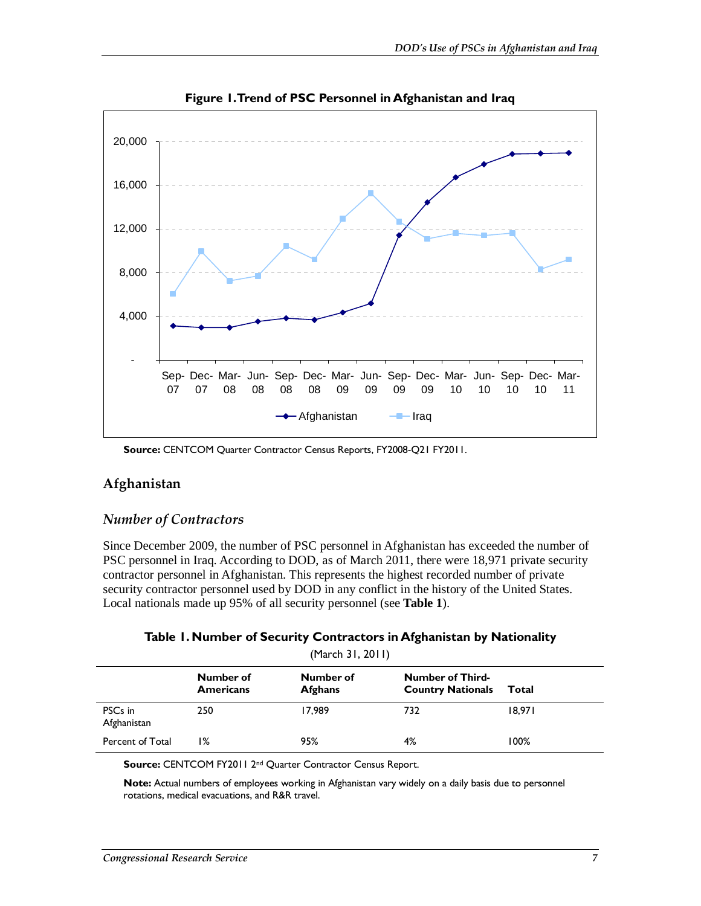**Figure 1. Trend of PSC Personnel in Afghanistan and Iraq**

**Source:** CENTCOM Quarter Contractor Census Reports, FY2008-Q21 FY2011.

## Afghanistan

### *Number of Contractors*

Since December 2009, the number of PSC personnel in Afghanistan has exceeded the number of PSC personnel in Iraq. According to DOD, as of March 2011, there were 18,971 private security contractor personnel in Afghanistan. This represents the highest recorded number of private security contractor personnel used by DOD in any conflict in the history of the United States. Local nationals made up 95% of all security personnel (see **Table 1**).

**Table 1. Number of Security Contractors in Afghanistan by Nationality**

(March 31, 2011)

| | Number of Americans | Number of Afghans | Number of Third-Country Nationals | Total |
|---|---|---|---|---|
| PSCs in Afghanistan | 250 | 17,989 | 732 | 18,971 |
| Percent of Total | 1% | 95% | 4% | 100% |

**Source:** CENTCOM FY2011 2nd Quarter Contractor Census Report.

**Note:** Actual numbers of employees working in Afghanistan vary widely on a daily basis due to personnel rotations, medical evacuations, and R&R travel.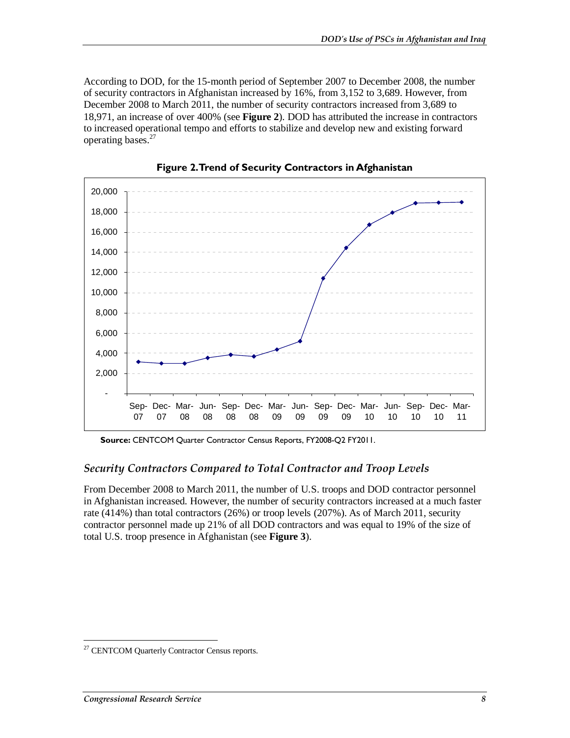According to DOD, for the 15-month period of September 2007 to December 2008, the number of security contractors in Afghanistan increased by 16%, from 3,152 to 3,689. However, from December 2008 to March 2011, the number of security contractors increased from 3,689 to 18,971, an increase of over 400% (see **Figure 2**). DOD has attributed the increase in contractors to increased operational tempo and efforts to stabilize and develop new and existing forward operating bases.[27]

**Figure 2. Trend of Security Contractors in Afghanistan**

**Source:** CENTCOM Quarter Contractor Census Reports, FY2008-Q2 FY2011.

### *Security Contractors Compared to Total Contractor and Troop Levels*

From December 2008 to March 2011, the number of U.S. troops and DOD contractor personnel in Afghanistan increased. However, the number of security contractors increased at a much faster rate (414%) than total contractors (26%) or troop levels (207%). As of March 2011, security contractor personnel made up 21% of all DOD contractors and was equal to 19% of the size of total U.S. troop presence in Afghanistan (see **Figure 3**).

[27] CENTCOM Quarterly Contractor Census reports.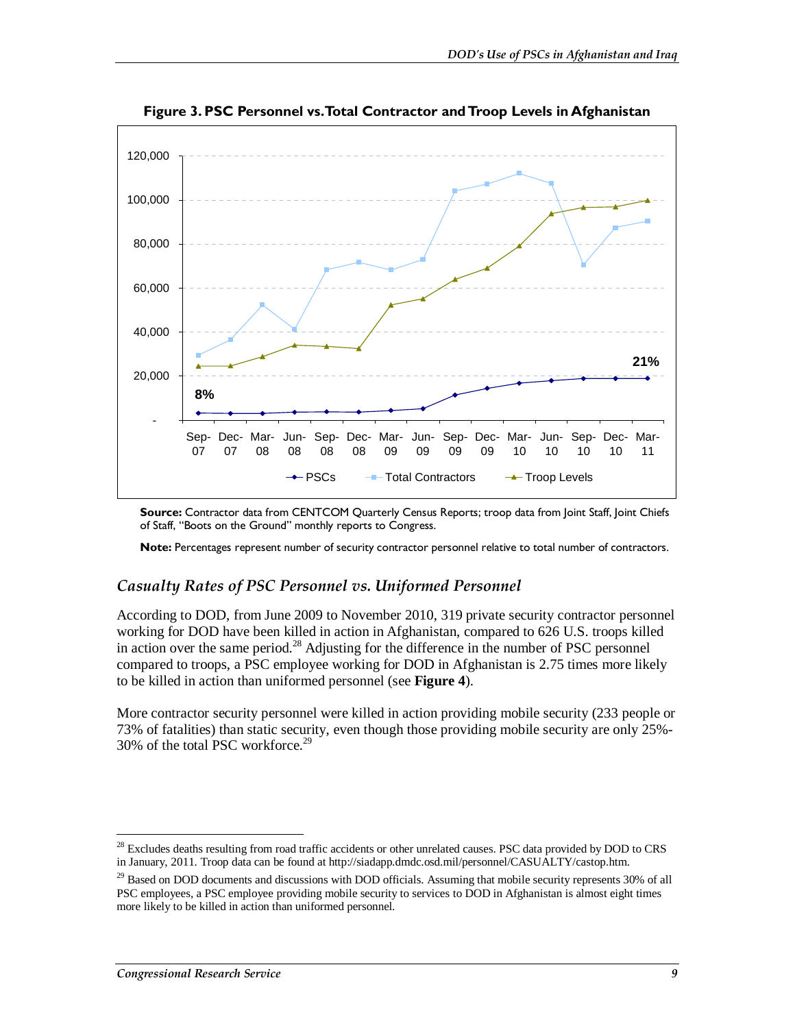**Figure 3. PSC Personnel vs. Total Contractor and Troop Levels in Afghanistan**

**Source:** Contractor data from CENTCOM Quarterly Census Reports; troop data from Joint Staff, Joint Chiefs of Staff, "Boots on the Ground" monthly reports to Congress.

**Note:** Percentages represent number of security contractor personnel relative to total number of contractors.

## *Casualty Rates of PSC Personnel vs. Uniformed Personnel*

According to DOD, from June 2009 to November 2010, 319 private security contractor personnel working for DOD have been killed in action in Afghanistan, compared to 626 U.S. troops killed in action over the same period.[28] Adjusting for the difference in the number of PSC personnel compared to troops, a PSC employee working for DOD in Afghanistan is 2.75 times more likely to be killed in action than uniformed personnel (see **Figure 4**).

More contractor security personnel were killed in action providing mobile security (233 people or 73% of fatalities) than static security, even though those providing mobile security are only 25%-30% of the total PSC workforce.[29]

[28] Excludes deaths resulting from road traffic accidents or other unrelated causes. PSC data provided by DOD to CRS in January, 2011. Troop data can be found at http://siadapp.dmdc.osd.mil/personnel/CASUALTY/castop.htm.

[29] Based on DOD documents and discussions with DOD officials. Assuming that mobile security represents 30% of all PSC employees, a PSC employee providing mobile security to services to DOD in Afghanistan is almost eight times more likely to be killed in action than uniformed personnel.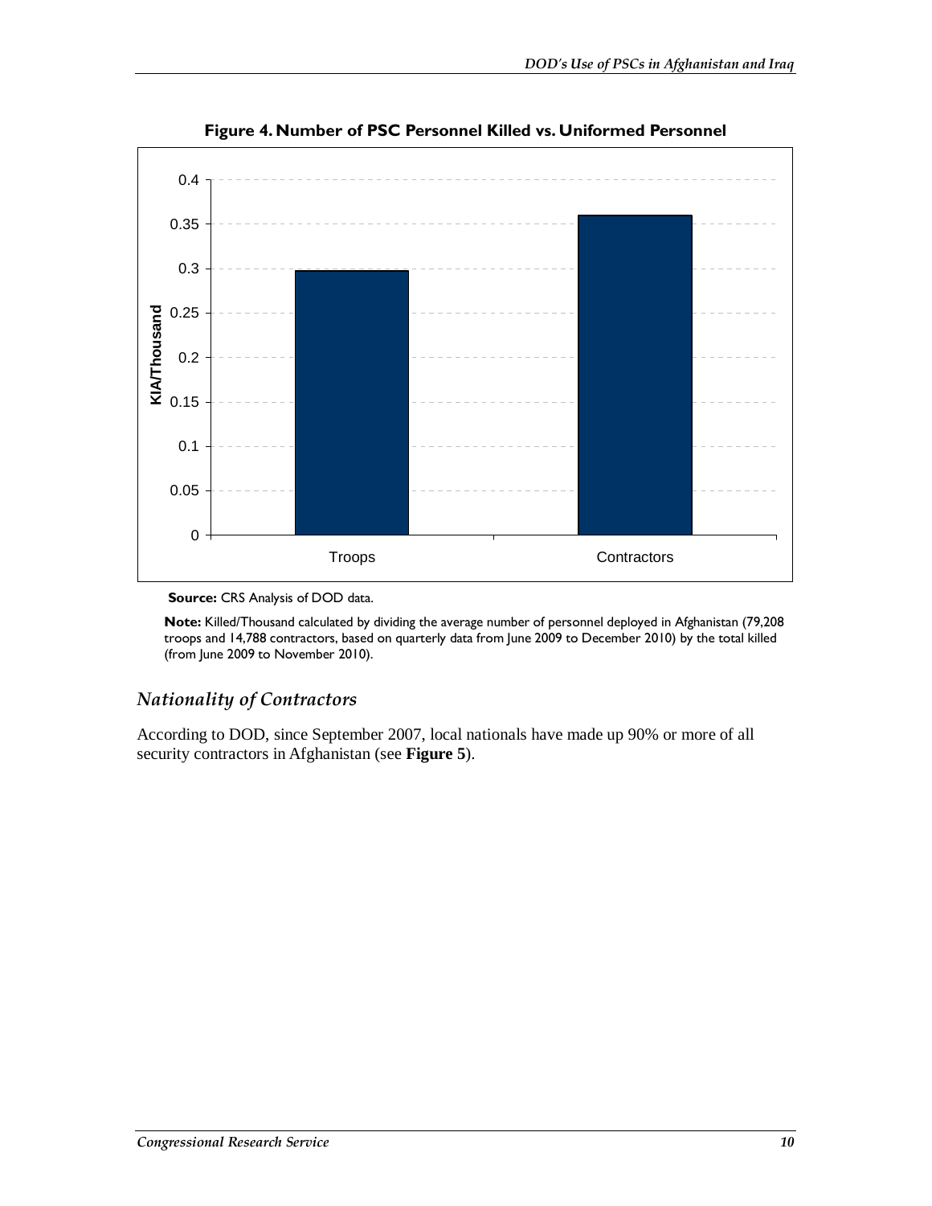**Figure 4. Number of PSC Personnel Killed vs. Uniformed Personnel**

**Source:** CRS Analysis of DOD data.

**Note:** Killed/Thousand calculated by dividing the average number of personnel deployed in Afghanistan (79,208 troops and 14,788 contractors, based on quarterly data from June 2009 to December 2010) by the total killed (from June 2009 to November 2010).

## *Nationality of Contractors*

According to DOD, since September 2007, local nationals have made up 90% or more of all security contractors in Afghanistan (see **Figure 5**).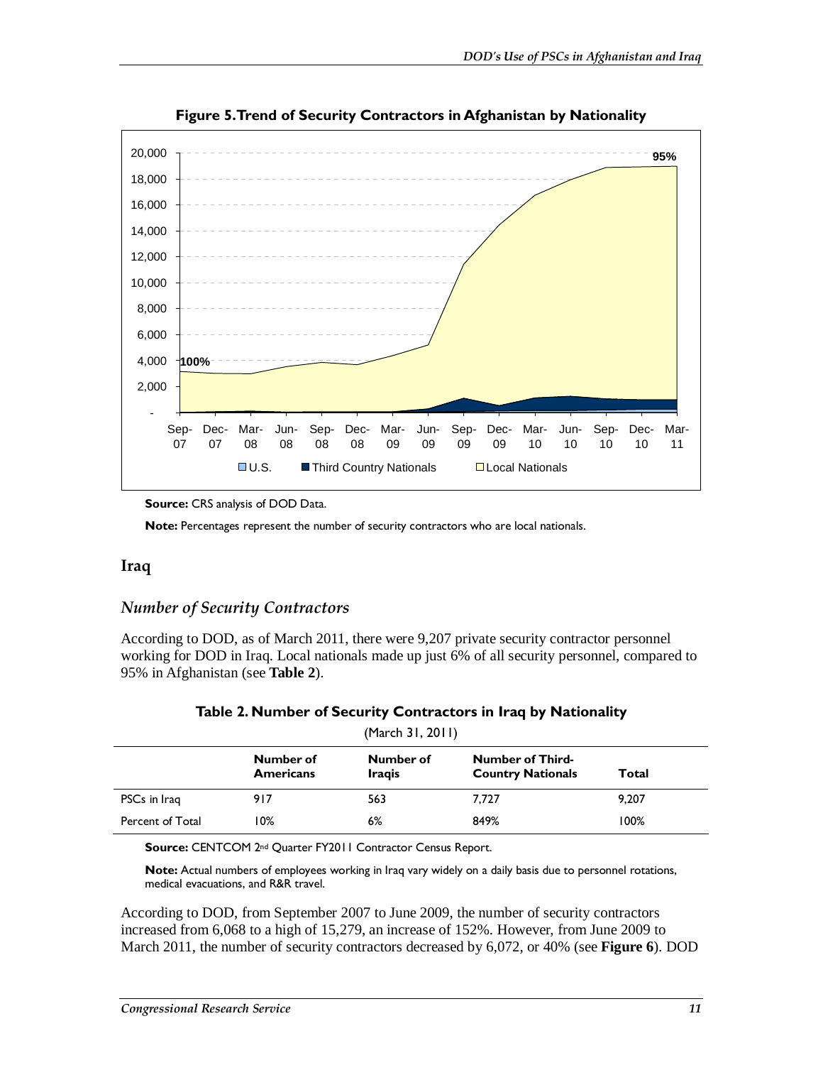**Figure 5. Trend of Security Contractors in Afghanistan by Nationality**

**Source:** CRS analysis of DOD Data.

**Note:** Percentages represent the number of security contractors who are local nationals.

## Iraq

### *Number of Security Contractors*

According to DOD, as of March 2011, there were 9,207 private security contractor personnel working for DOD in Iraq. Local nationals made up just 6% of all security personnel, compared to 95% in Afghanistan (see **Table 2**).

**Table 2. Number of Security Contractors in Iraq by Nationality**

(March 31, 2011)

| | Number of Americans | Number of Iraqis | Number of Third-Country Nationals | Total |
|---|---|---|---|---|
| PSCs in Iraq | 917 | 563 | 7,727 | 9,207 |
| Percent of Total | 10% | 6% | 849% | 100% |

**Source:** CENTCOM 2nd Quarter FY2011 Contractor Census Report.

**Note:** Actual numbers of employees working in Iraq vary widely on a daily basis due to personnel rotations, medical evacuations, and R&R travel.

According to DOD, from September 2007 to June 2009, the number of security contractors increased from 6,068 to a high of 15,279, an increase of 152%. However, from June 2009 to March 2011, the number of security contractors decreased by 6,072, or 40% (see **Figure 6**). DOD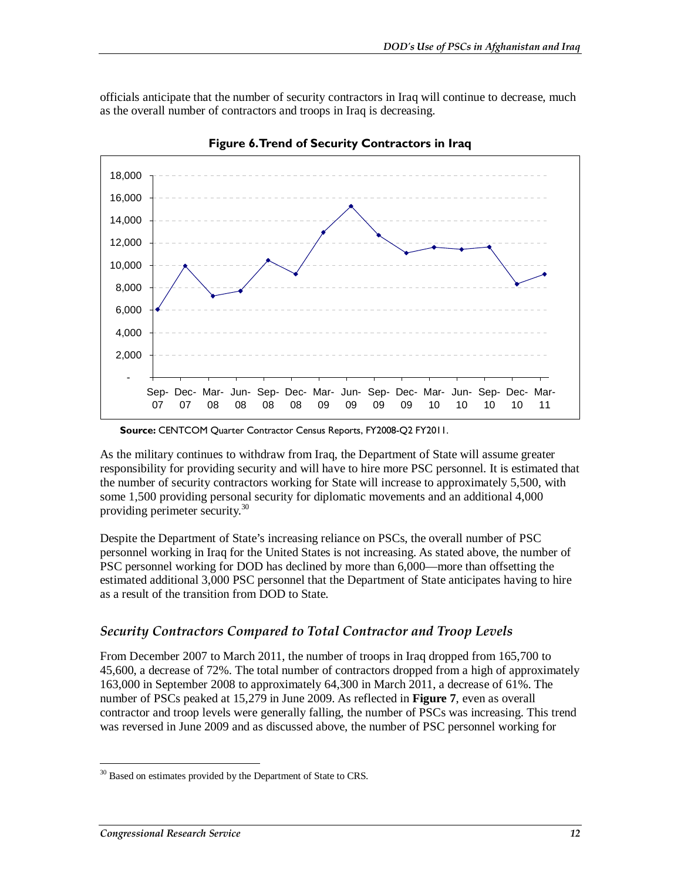officials anticipate that the number of security contractors in Iraq will continue to decrease, much as the overall number of contractors and troops in Iraq is decreasing.

**Figure 6. Trend of Security Contractors in Iraq**

**Source:** CENTCOM Quarter Contractor Census Reports, FY2008-Q2 FY2011.

As the military continues to withdraw from Iraq, the Department of State will assume greater responsibility for providing security and will have to hire more PSC personnel. It is estimated that the number of security contractors working for State will increase to approximately 5,500, with some 1,500 providing personal security for diplomatic movements and an additional 4,000 providing perimeter security.[30]

Despite the Department of State's increasing reliance on PSCs, the overall number of PSC personnel working in Iraq for the United States is not increasing. As stated above, the number of PSC personnel working for DOD has declined by more than 6,000—more than offsetting the estimated additional 3,000 PSC personnel that the Department of State anticipates having to hire as a result of the transition from DOD to State.

### *Security Contractors Compared to Total Contractor and Troop Levels*

From December 2007 to March 2011, the number of troops in Iraq dropped from 165,700 to 45,600, a decrease of 72%. The total number of contractors dropped from a high of approximately 163,000 in September 2008 to approximately 64,300 in March 2011, a decrease of 61%. The number of PSCs peaked at 15,279 in June 2009. As reflected in **Figure 7**, even as overall contractor and troop levels were generally falling, the number of PSCs was increasing. This trend was reversed in June 2009 and as discussed above, the number of PSC personnel working for

---

[30] Based on estimates provided by the Department of State to CRS.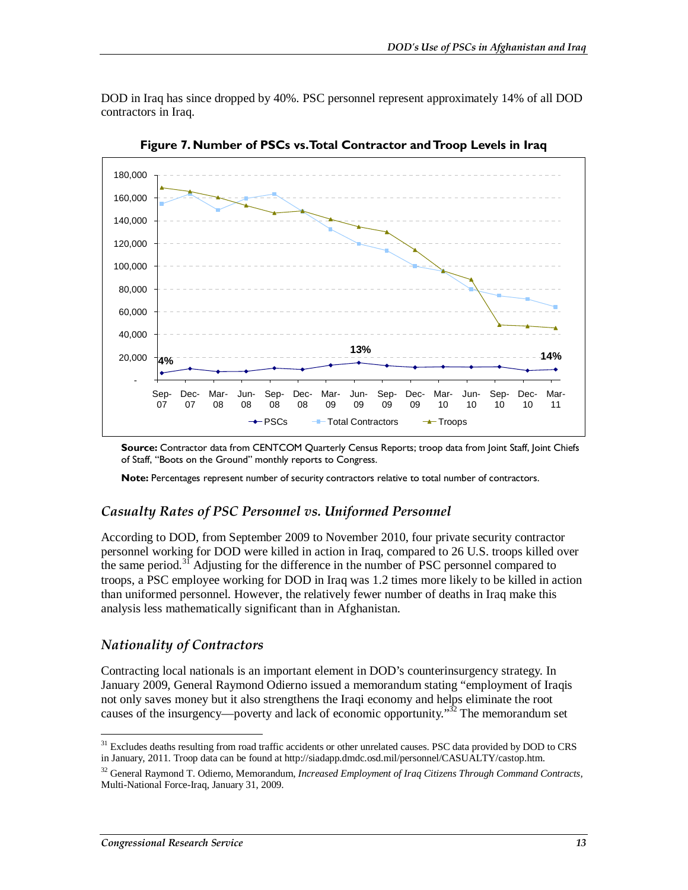DOD in Iraq has since dropped by 40%. PSC personnel represent approximately 14% of all DOD contractors in Iraq.

**Figure 7. Number of PSCs vs. Total Contractor and Troop Levels in Iraq**

**Source:** Contractor data from CENTCOM Quarterly Census Reports; troop data from Joint Staff, Joint Chiefs of Staff, "Boots on the Ground" monthly reports to Congress.

**Note:** Percentages represent number of security contractors relative to total number of contractors.

## *Casualty Rates of PSC Personnel vs. Uniformed Personnel*

According to DOD, from September 2009 to November 2010, four private security contractor personnel working for DOD were killed in action in Iraq, compared to 26 U.S. troops killed over the same period.[31] Adjusting for the difference in the number of PSC personnel compared to troops, a PSC employee working for DOD in Iraq was 1.2 times more likely to be killed in action than uniformed personnel. However, the relatively fewer number of deaths in Iraq make this analysis less mathematically significant than in Afghanistan.

## *Nationality of Contractors*

Contracting local nationals is an important element in DOD's counterinsurgency strategy. In January 2009, General Raymond Odierno issued a memorandum stating "employment of Iraqis not only saves money but it also strengthens the Iraqi economy and helps eliminate the root causes of the insurgency—poverty and lack of economic opportunity."[32] The memorandum set

---

[31] Excludes deaths resulting from road traffic accidents or other unrelated causes. PSC data provided by DOD to CRS in January, 2011. Troop data can be found at http://siadapp.dmdc.osd.mil/personnel/CASUALTY/castop.htm.

[32] General Raymond T. Odierno, Memorandum, *Increased Employment of Iraq Citizens Through Command Contracts,* Multi-National Force-Iraq, January 31, 2009.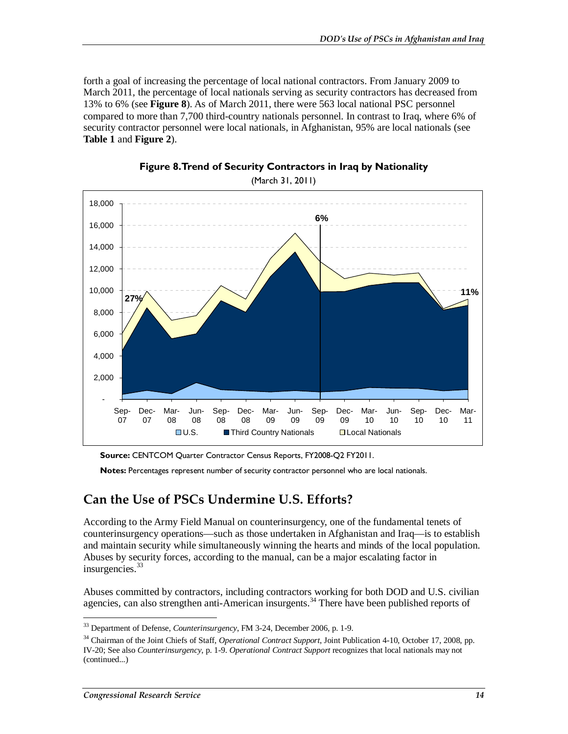forth a goal of increasing the percentage of local national contractors. From January 2009 to March 2011, the percentage of local nationals serving as security contractors has decreased from 13% to 6% (see **Figure 8**). As of March 2011, there were 563 local national PSC personnel compared to more than 7,700 third-country nationals personnel. In contrast to Iraq, where 6% of security contractor personnel were local nationals, in Afghanistan, 95% are local nationals (see **Table 1** and **Figure 2**).

**Figure 8. Trend of Security Contractors in Iraq by Nationality**

(March 31, 2011)

**Source:** CENTCOM Quarter Contractor Census Reports, FY2008-Q2 FY2011.

**Notes:** Percentages represent number of security contractor personnel who are local nationals.

## Can the Use of PSCs Undermine U.S. Efforts?

According to the Army Field Manual on counterinsurgency, one of the fundamental tenets of counterinsurgency operations—such as those undertaken in Afghanistan and Iraq—is to establish and maintain security while simultaneously winning the hearts and minds of the local population. Abuses by security forces, according to the manual, can be a major escalating factor in insurgencies.[33]

Abuses committed by contractors, including contractors working for both DOD and U.S. civilian agencies, can also strengthen anti-American insurgents.[34] There have been published reports of

---

[33] Department of Defense, *Counterinsurgency*, FM 3-24, December 2006, p. 1-9.

[34] Chairman of the Joint Chiefs of Staff, *Operational Contract Support*, Joint Publication 4-10, October 17, 2008, pp. IV-20; See also *Counterinsurgency*, p. 1-9. *Operational Contract Support* recognizes that local nationals may not (continued...)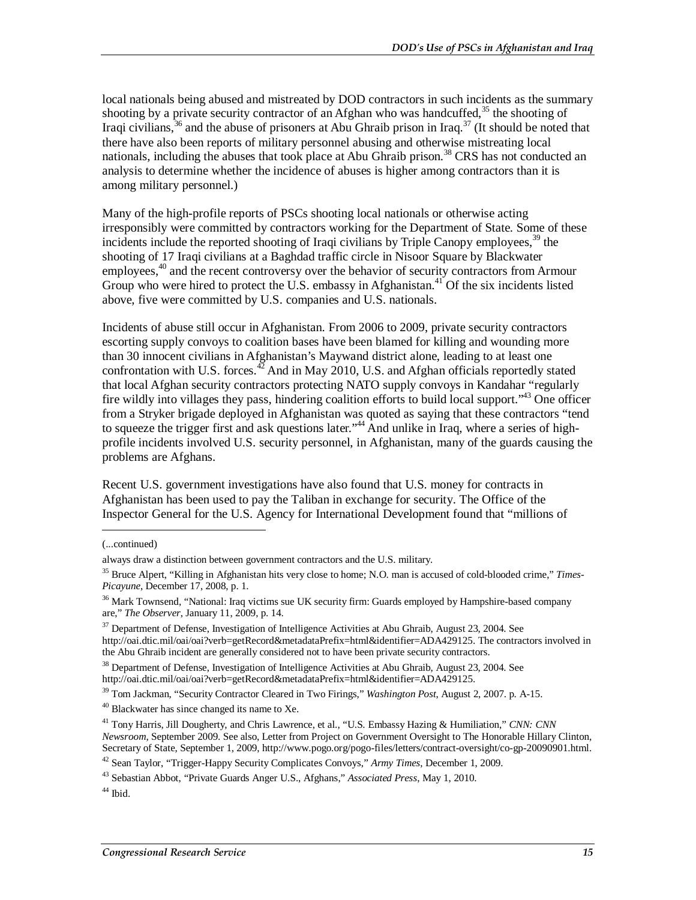local nationals being abused and mistreated by DOD contractors in such incidents as the summary shooting by a private security contractor of an Afghan who was handcuffed,[35] the shooting of Iraqi civilians,[36] and the abuse of prisoners at Abu Ghraib prison in Iraq.[37] (It should be noted that there have also been reports of military personnel abusing and otherwise mistreating local nationals, including the abuses that took place at Abu Ghraib prison.[38] CRS has not conducted an analysis to determine whether the incidence of abuses is higher among contractors than it is among military personnel.)

Many of the high-profile reports of PSCs shooting local nationals or otherwise acting irresponsibly were committed by contractors working for the Department of State. Some of these incidents include the reported shooting of Iraqi civilians by Triple Canopy employees,[39] the shooting of 17 Iraqi civilians at a Baghdad traffic circle in Nisoor Square by Blackwater employees,[40] and the recent controversy over the behavior of security contractors from Armour Group who were hired to protect the U.S. embassy in Afghanistan.[41] Of the six incidents listed above, five were committed by U.S. companies and U.S. nationals.

Incidents of abuse still occur in Afghanistan. From 2006 to 2009, private security contractors escorting supply convoys to coalition bases have been blamed for killing and wounding more than 30 innocent civilians in Afghanistan's Maywand district alone, leading to at least one confrontation with U.S. forces.[42] And in May 2010, U.S. and Afghan officials reportedly stated that local Afghan security contractors protecting NATO supply convoys in Kandahar "regularly fire wildly into villages they pass, hindering coalition efforts to build local support."[43] One officer from a Stryker brigade deployed in Afghanistan was quoted as saying that these contractors "tend to squeeze the trigger first and ask questions later."[44] And unlike in Iraq, where a series of high-profile incidents involved U.S. security personnel, in Afghanistan, many of the guards causing the problems are Afghans.

Recent U.S. government investigations have also found that U.S. money for contracts in Afghanistan has been used to pay the Taliban in exchange for security. The Office of the Inspector General for the U.S. Agency for International Development found that "millions of

---

(...continued)

always draw a distinction between government contractors and the U.S. military.

[35] Bruce Alpert, "Killing in Afghanistan hits very close to home; N.O. man is accused of cold-blooded crime," *Times-Picayune*, December 17, 2008, p. 1.

[36] Mark Townsend, "National: Iraq victims sue UK security firm: Guards employed by Hampshire-based company are," *The Observer*, January 11, 2009, p. 14.

[37] Department of Defense, Investigation of Intelligence Activities at Abu Ghraib, August 23, 2004. See http://oai.dtic.mil/oai/oai?verb=getRecord&metadataPrefix=html&identifier=ADA429125. The contractors involved in the Abu Ghraib incident are generally considered not to have been private security contractors.

[38] Department of Defense, Investigation of Intelligence Activities at Abu Ghraib, August 23, 2004. See http://oai.dtic.mil/oai/oai?verb=getRecord&metadataPrefix=html&identifier=ADA429125.

[39] Tom Jackman, "Security Contractor Cleared in Two Firings," *Washington Post*, August 2, 2007. p. A-15.

[40] Blackwater has since changed its name to Xe.

[41] Tony Harris, Jill Dougherty, and Chris Lawrence, et al., "U.S. Embassy Hazing & Humiliation," *CNN: CNN Newsroom*, September 2009. See also, Letter from Project on Government Oversight to The Honorable Hillary Clinton, Secretary of State, September 1, 2009, http://www.pogo.org/pogo-files/letters/contract-oversight/co-gp-20090901.html.

[42] Sean Taylor, "Trigger-Happy Security Complicates Convoys," *Army Times*, December 1, 2009.

[43] Sebastian Abbot, "Private Guards Anger U.S., Afghans," *Associated Press*, May 1, 2010.

[44] Ibid.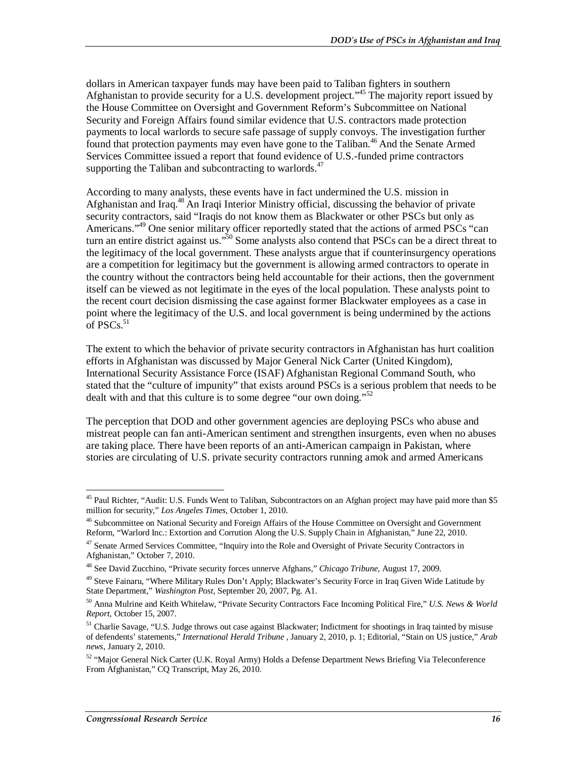dollars in American taxpayer funds may have been paid to Taliban fighters in southern Afghanistan to provide security for a U.S. development project."[45] The majority report issued by the House Committee on Oversight and Government Reform's Subcommittee on National Security and Foreign Affairs found similar evidence that U.S. contractors made protection payments to local warlords to secure safe passage of supply convoys. The investigation further found that protection payments may even have gone to the Taliban.[46] And the Senate Armed Services Committee issued a report that found evidence of U.S.-funded prime contractors supporting the Taliban and subcontracting to warlords.[47]

According to many analysts, these events have in fact undermined the U.S. mission in Afghanistan and Iraq.[48] An Iraqi Interior Ministry official, discussing the behavior of private security contractors, said "Iraqis do not know them as Blackwater or other PSCs but only as Americans."[49] One senior military officer reportedly stated that the actions of armed PSCs "can turn an entire district against us."[50] Some analysts also contend that PSCs can be a direct threat to the legitimacy of the local government. These analysts argue that if counterinsurgency operations are a competition for legitimacy but the government is allowing armed contractors to operate in the country without the contractors being held accountable for their actions, then the government itself can be viewed as not legitimate in the eyes of the local population. These analysts point to the recent court decision dismissing the case against former Blackwater employees as a case in point where the legitimacy of the U.S. and local government is being undermined by the actions of PSCs.[51]

The extent to which the behavior of private security contractors in Afghanistan has hurt coalition efforts in Afghanistan was discussed by Major General Nick Carter (United Kingdom), International Security Assistance Force (ISAF) Afghanistan Regional Command South, who stated that the "culture of impunity" that exists around PSCs is a serious problem that needs to be dealt with and that this culture is to some degree "our own doing."[52]

The perception that DOD and other government agencies are deploying PSCs who abuse and mistreat people can fan anti-American sentiment and strengthen insurgents, even when no abuses are taking place. There have been reports of an anti-American campaign in Pakistan, where stories are circulating of U.S. private security contractors running amok and armed Americans

---

[45] Paul Richter, "Audit: U.S. Funds Went to Taliban, Subcontractors on an Afghan project may have paid more than $5 million for security," *Los Angeles Times*, October 1, 2010.

[46] Subcommittee on National Security and Foreign Affairs of the House Committee on Oversight and Government Reform, "Warlord Inc.: Extortion and Corrution Along the U.S. Supply Chain in Afghanistan," June 22, 2010.

[47] Senate Armed Services Committee, "Inquiry into the Role and Oversight of Private Security Contractors in Afghanistan," October 7, 2010.

[48] See David Zucchino, "Private security forces unnerve Afghans," *Chicago Tribune*, August 17, 2009.

[49] Steve Fainaru, "Where Military Rules Don't Apply; Blackwater's Security Force in Iraq Given Wide Latitude by State Department," *Washington Post*, September 20, 2007, Pg. A1.

[50] Anna Mulrine and Keith Whitelaw, "Private Security Contractors Face Incoming Political Fire," *U.S. News & World Report*, October 15, 2007.

[51] Charlie Savage, "U.S. Judge throws out case against Blackwater; Indictment for shootings in Iraq tainted by misuse of defendents' statements," *International Herald Tribune* , January 2, 2010, p. 1; Editorial, "Stain on US justice," *Arab news*, January 2, 2010.

[52] "Major General Nick Carter (U.K. Royal Army) Holds a Defense Department News Briefing Via Teleconference From Afghanistan," CQ Transcript, May 26, 2010.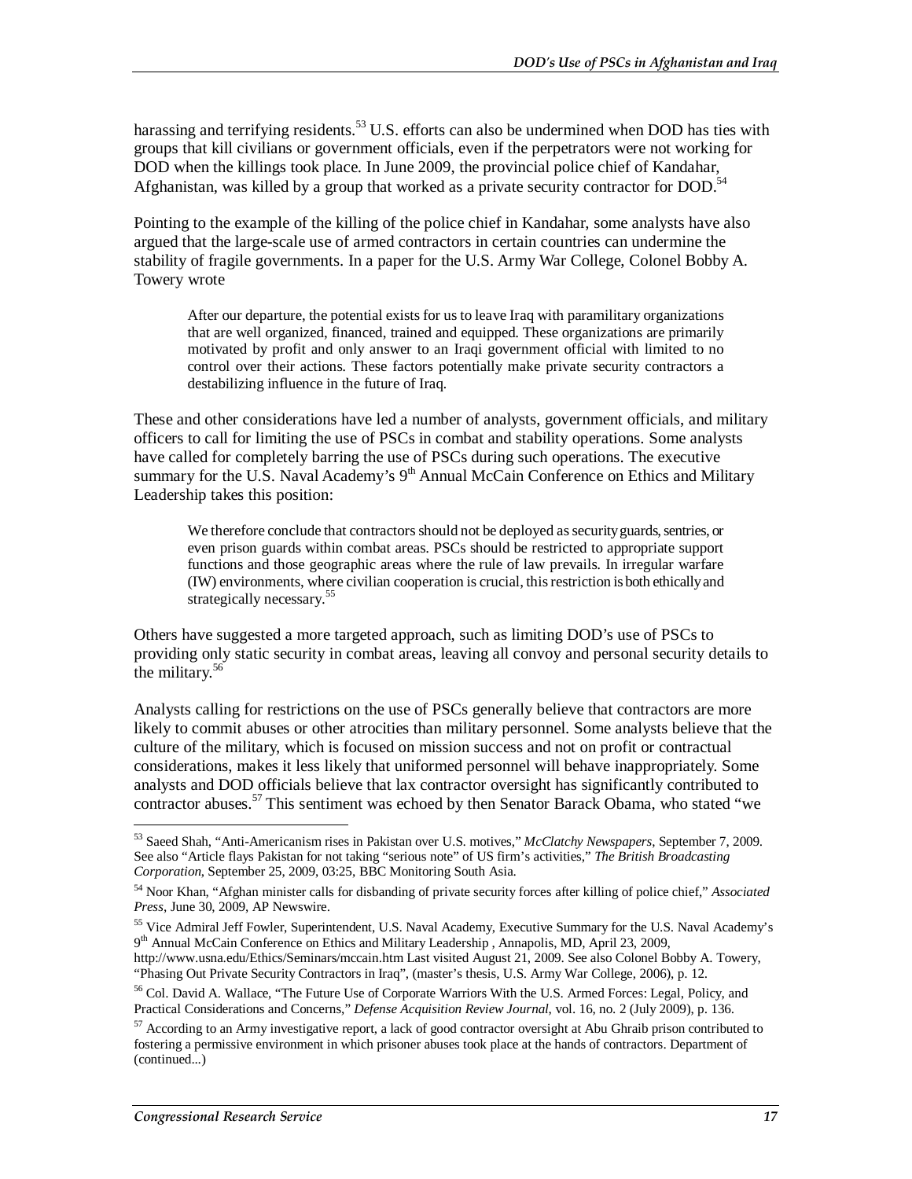harassing and terrifying residents.[53] U.S. efforts can also be undermined when DOD has ties with groups that kill civilians or government officials, even if the perpetrators were not working for DOD when the killings took place. In June 2009, the provincial police chief of Kandahar, Afghanistan, was killed by a group that worked as a private security contractor for DOD.[54]

Pointing to the example of the killing of the police chief in Kandahar, some analysts have also argued that the large-scale use of armed contractors in certain countries can undermine the stability of fragile governments. In a paper for the U.S. Army War College, Colonel Bobby A. Towery wrote

> After our departure, the potential exists for us to leave Iraq with paramilitary organizations that are well organized, financed, trained and equipped. These organizations are primarily motivated by profit and only answer to an Iraqi government official with limited to no control over their actions. These factors potentially make private security contractors a destabilizing influence in the future of Iraq.

These and other considerations have led a number of analysts, government officials, and military officers to call for limiting the use of PSCs in combat and stability operations. Some analysts have called for completely barring the use of PSCs during such operations. The executive summary for the U.S. Naval Academy's 9th Annual McCain Conference on Ethics and Military Leadership takes this position:

> We therefore conclude that contractors should not be deployed as security guards, sentries, or even prison guards within combat areas. PSCs should be restricted to appropriate support functions and those geographic areas where the rule of law prevails. In irregular warfare (IW) environments, where civilian cooperation is crucial, this restriction is both ethically and strategically necessary.[55]

Others have suggested a more targeted approach, such as limiting DOD's use of PSCs to providing only static security in combat areas, leaving all convoy and personal security details to the military.[56]

Analysts calling for restrictions on the use of PSCs generally believe that contractors are more likely to commit abuses or other atrocities than military personnel. Some analysts believe that the culture of the military, which is focused on mission success and not on profit or contractual considerations, makes it less likely that uniformed personnel will behave inappropriately. Some analysts and DOD officials believe that lax contractor oversight has significantly contributed to contractor abuses.[57] This sentiment was echoed by then Senator Barack Obama, who stated "we

---

[53] Saeed Shah, "Anti-Americanism rises in Pakistan over U.S. motives," *McClatchy Newspapers*, September 7, 2009. See also "Article flays Pakistan for not taking "serious note" of US firm's activities," *The British Broadcasting Corporation*, September 25, 2009, 03:25, BBC Monitoring South Asia.

[54] Noor Khan, "Afghan minister calls for disbanding of private security forces after killing of police chief," *Associated Press*, June 30, 2009, AP Newswire.

[55] Vice Admiral Jeff Fowler, Superintendent, U.S. Naval Academy, Executive Summary for the U.S. Naval Academy's 9th Annual McCain Conference on Ethics and Military Leadership , Annapolis, MD, April 23, 2009, http://www.usna.edu/Ethics/Seminars/mccain.htm Last visited August 21, 2009. See also Colonel Bobby A. Towery, "Phasing Out Private Security Contractors in Iraq", (master's thesis, U.S. Army War College, 2006), p. 12.

[56] Col. David A. Wallace, "The Future Use of Corporate Warriors With the U.S. Armed Forces: Legal, Policy, and Practical Considerations and Concerns," *Defense Acquisition Review Journal*, vol. 16, no. 2 (July 2009), p. 136.

[57] According to an Army investigative report, a lack of good contractor oversight at Abu Ghraib prison contributed to fostering a permissive environment in which prisoner abuses took place at the hands of contractors. Department of (continued...)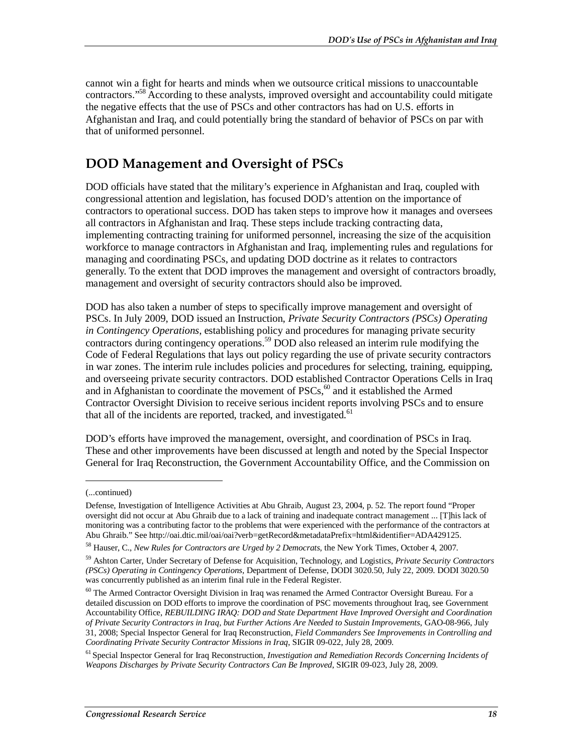cannot win a fight for hearts and minds when we outsource critical missions to unaccountable contractors."[58] According to these analysts, improved oversight and accountability could mitigate the negative effects that the use of PSCs and other contractors has had on U.S. efforts in Afghanistan and Iraq, and could potentially bring the standard of behavior of PSCs on par with that of uniformed personnel.

## DOD Management and Oversight of PSCs

DOD officials have stated that the military's experience in Afghanistan and Iraq, coupled with congressional attention and legislation, has focused DOD's attention on the importance of contractors to operational success. DOD has taken steps to improve how it manages and oversees all contractors in Afghanistan and Iraq. These steps include tracking contracting data, implementing contracting training for uniformed personnel, increasing the size of the acquisition workforce to manage contractors in Afghanistan and Iraq, implementing rules and regulations for managing and coordinating PSCs, and updating DOD doctrine as it relates to contractors generally. To the extent that DOD improves the management and oversight of contractors broadly, management and oversight of security contractors should also be improved.

DOD has also taken a number of steps to specifically improve management and oversight of PSCs. In July 2009, DOD issued an Instruction, *Private Security Contractors (PSCs) Operating in Contingency Operations*, establishing policy and procedures for managing private security contractors during contingency operations.[59] DOD also released an interim rule modifying the Code of Federal Regulations that lays out policy regarding the use of private security contractors in war zones. The interim rule includes policies and procedures for selecting, training, equipping, and overseeing private security contractors. DOD established Contractor Operations Cells in Iraq and in Afghanistan to coordinate the movement of PSCs,[60] and it established the Armed Contractor Oversight Division to receive serious incident reports involving PSCs and to ensure that all of the incidents are reported, tracked, and investigated.[61]

DOD's efforts have improved the management, oversight, and coordination of PSCs in Iraq. These and other improvements have been discussed at length and noted by the Special Inspector General for Iraq Reconstruction, the Government Accountability Office, and the Commission on

---

(...continued)

Defense, Investigation of Intelligence Activities at Abu Ghraib, August 23, 2004, p. 52. The report found "Proper oversight did not occur at Abu Ghraib due to a lack of training and inadequate contract management ... [T]his lack of monitoring was a contributing factor to the problems that were experienced with the performance of the contractors at Abu Ghraib." See http://oai.dtic.mil/oai/oai?verb=getRecord&metadataPrefix=html&identifier=ADA429125.

[58] Hauser, C., *New Rules for Contractors are Urged by 2 Democrats*, the New York Times, October 4, 2007.

[59] Ashton Carter, Under Secretary of Defense for Acquisition, Technology, and Logistics, *Private Security Contractors (PSCs) Operating in Contingency Operations*, Department of Defense, DODI 3020.50, July 22, 2009. DODI 3020.50 was concurrently published as an interim final rule in the Federal Register.

[60] The Armed Contractor Oversight Division in Iraq was renamed the Armed Contractor Oversight Bureau. For a detailed discussion on DOD efforts to improve the coordination of PSC movements throughout Iraq, see Government Accountability Office, *REBUILDING IRAQ: DOD and State Department Have Improved Oversight and Coordination of Private Security Contractors in Iraq, but Further Actions Are Needed to Sustain Improvements*, GAO-08-966, July 31, 2008; Special Inspector General for Iraq Reconstruction, *Field Commanders See Improvements in Controlling and Coordinating Private Security Contractor Missions in Iraq*, SIGIR 09-022, July 28, 2009.

[61] Special Inspector General for Iraq Reconstruction, *Investigation and Remediation Records Concerning Incidents of Weapons Discharges by Private Security Contractors Can Be Improved*, SIGIR 09-023, July 28, 2009.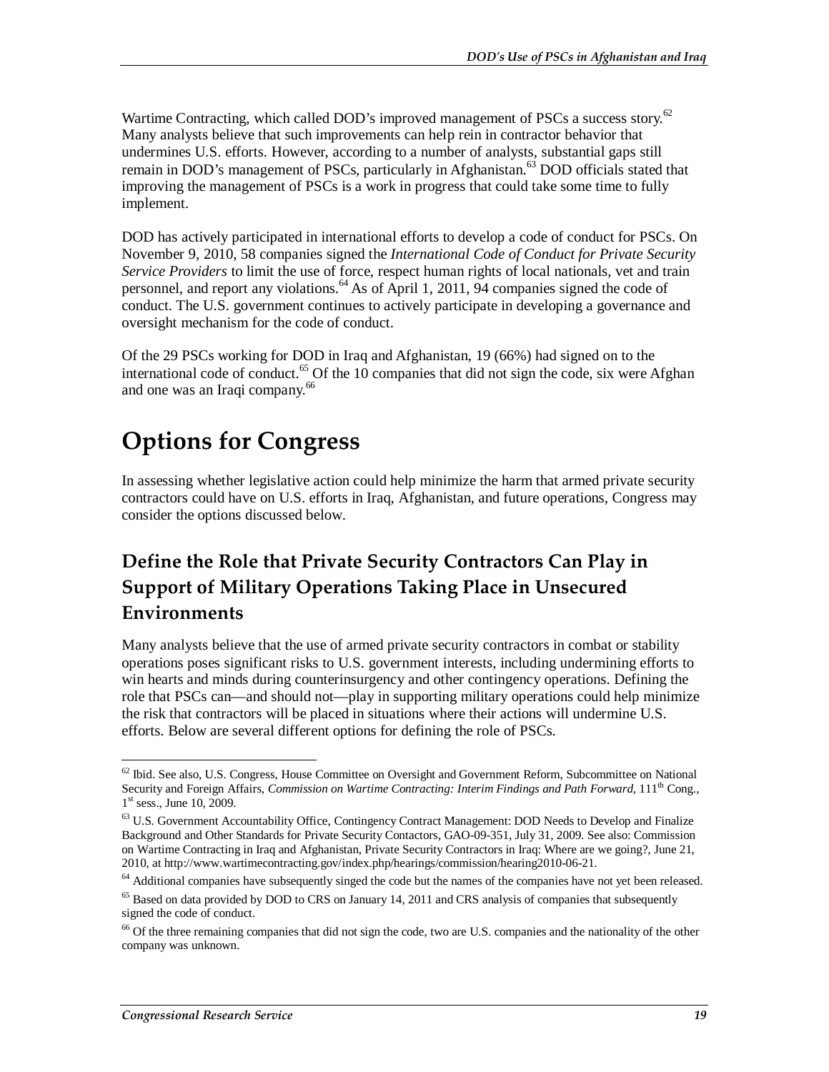Wartime Contracting, which called DOD's improved management of PSCs a success story.[62] Many analysts believe that such improvements can help rein in contractor behavior that undermines U.S. efforts. However, according to a number of analysts, substantial gaps still remain in DOD's management of PSCs, particularly in Afghanistan.[63] DOD officials stated that improving the management of PSCs is a work in progress that could take some time to fully implement.

DOD has actively participated in international efforts to develop a code of conduct for PSCs. On November 9, 2010, 58 companies signed the *International Code of Conduct for Private Security Service Providers* to limit the use of force, respect human rights of local nationals, vet and train personnel, and report any violations.[64] As of April 1, 2011, 94 companies signed the code of conduct. The U.S. government continues to actively participate in developing a governance and oversight mechanism for the code of conduct.

Of the 29 PSCs working for DOD in Iraq and Afghanistan, 19 (66%) had signed on to the international code of conduct.[65] Of the 10 companies that did not sign the code, six were Afghan and one was an Iraqi company.[66]

# Options for Congress

In assessing whether legislative action could help minimize the harm that armed private security contractors could have on U.S. efforts in Iraq, Afghanistan, and future operations, Congress may consider the options discussed below.

## Define the Role that Private Security Contractors Can Play in Support of Military Operations Taking Place in Unsecured Environments

Many analysts believe that the use of armed private security contractors in combat or stability operations poses significant risks to U.S. government interests, including undermining efforts to win hearts and minds during counterinsurgency and other contingency operations. Defining the role that PSCs can—and should not—play in supporting military operations could help minimize the risk that contractors will be placed in situations where their actions will undermine U.S. efforts. Below are several different options for defining the role of PSCs.

---

[62] Ibid. See also, U.S. Congress, House Committee on Oversight and Government Reform, Subcommittee on National Security and Foreign Affairs, *Commission on Wartime Contracting: Interim Findings and Path Forward*, 111th Cong., 1st sess., June 10, 2009.

[63] U.S. Government Accountability Office, Contingency Contract Management: DOD Needs to Develop and Finalize Background and Other Standards for Private Security Contactors, GAO-09-351, July 31, 2009. See also: Commission on Wartime Contracting in Iraq and Afghanistan, Private Security Contractors in Iraq: Where are we going?, June 21, 2010, at http://www.wartimecontracting.gov/index.php/hearings/commission/hearing2010-06-21.

[64] Additional companies have subsequently singed the code but the names of the companies have not yet been released.

[65] Based on data provided by DOD to CRS on January 14, 2011 and CRS analysis of companies that subsequently signed the code of conduct.

[66] Of the three remaining companies that did not sign the code, two are U.S. companies and the nationality of the other company was unknown.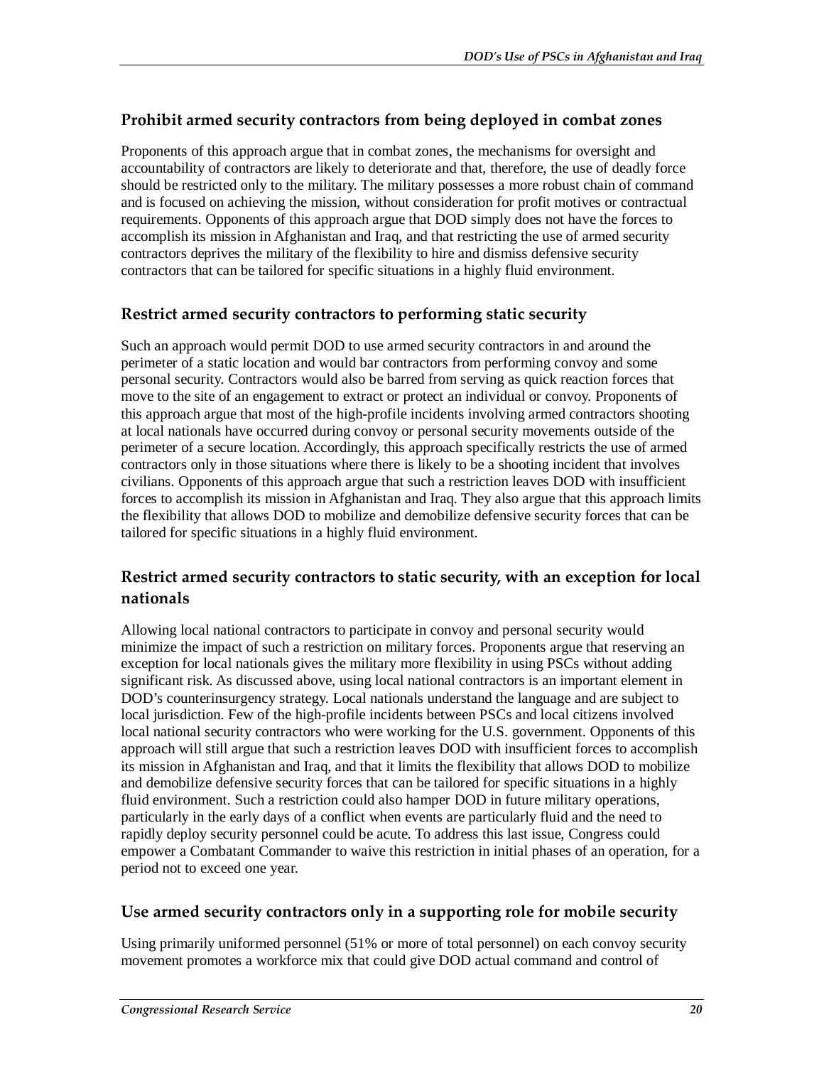### Prohibit armed security contractors from being deployed in combat zones

Proponents of this approach argue that in combat zones, the mechanisms for oversight and accountability of contractors are likely to deteriorate and that, therefore, the use of deadly force should be restricted only to the military. The military possesses a more robust chain of command and is focused on achieving the mission, without consideration for profit motives or contractual requirements. Opponents of this approach argue that DOD simply does not have the forces to accomplish its mission in Afghanistan and Iraq, and that restricting the use of armed security contractors deprives the military of the flexibility to hire and dismiss defensive security contractors that can be tailored for specific situations in a highly fluid environment.

### Restrict armed security contractors to performing static security

Such an approach would permit DOD to use armed security contractors in and around the perimeter of a static location and would bar contractors from performing convoy and some personal security. Contractors would also be barred from serving as quick reaction forces that move to the site of an engagement to extract or protect an individual or convoy. Proponents of this approach argue that most of the high-profile incidents involving armed contractors shooting at local nationals have occurred during convoy or personal security movements outside of the perimeter of a secure location. Accordingly, this approach specifically restricts the use of armed contractors only in those situations where there is likely to be a shooting incident that involves civilians. Opponents of this approach argue that such a restriction leaves DOD with insufficient forces to accomplish its mission in Afghanistan and Iraq. They also argue that this approach limits the flexibility that allows DOD to mobilize and demobilize defensive security forces that can be tailored for specific situations in a highly fluid environment.

### Restrict armed security contractors to static security, with an exception for local nationals

Allowing local national contractors to participate in convoy and personal security would minimize the impact of such a restriction on military forces. Proponents argue that reserving an exception for local nationals gives the military more flexibility in using PSCs without adding significant risk. As discussed above, using local national contractors is an important element in DOD's counterinsurgency strategy. Local nationals understand the language and are subject to local jurisdiction. Few of the high-profile incidents between PSCs and local citizens involved local national security contractors who were working for the U.S. government. Opponents of this approach will still argue that such a restriction leaves DOD with insufficient forces to accomplish its mission in Afghanistan and Iraq, and that it limits the flexibility that allows DOD to mobilize and demobilize defensive security forces that can be tailored for specific situations in a highly fluid environment. Such a restriction could also hamper DOD in future military operations, particularly in the early days of a conflict when events are particularly fluid and the need to rapidly deploy security personnel could be acute. To address this last issue, Congress could empower a Combatant Commander to waive this restriction in initial phases of an operation, for a period not to exceed one year.

### Use armed security contractors only in a supporting role for mobile security

Using primarily uniformed personnel (51% or more of total personnel) on each convoy security movement promotes a workforce mix that could give DOD actual command and control of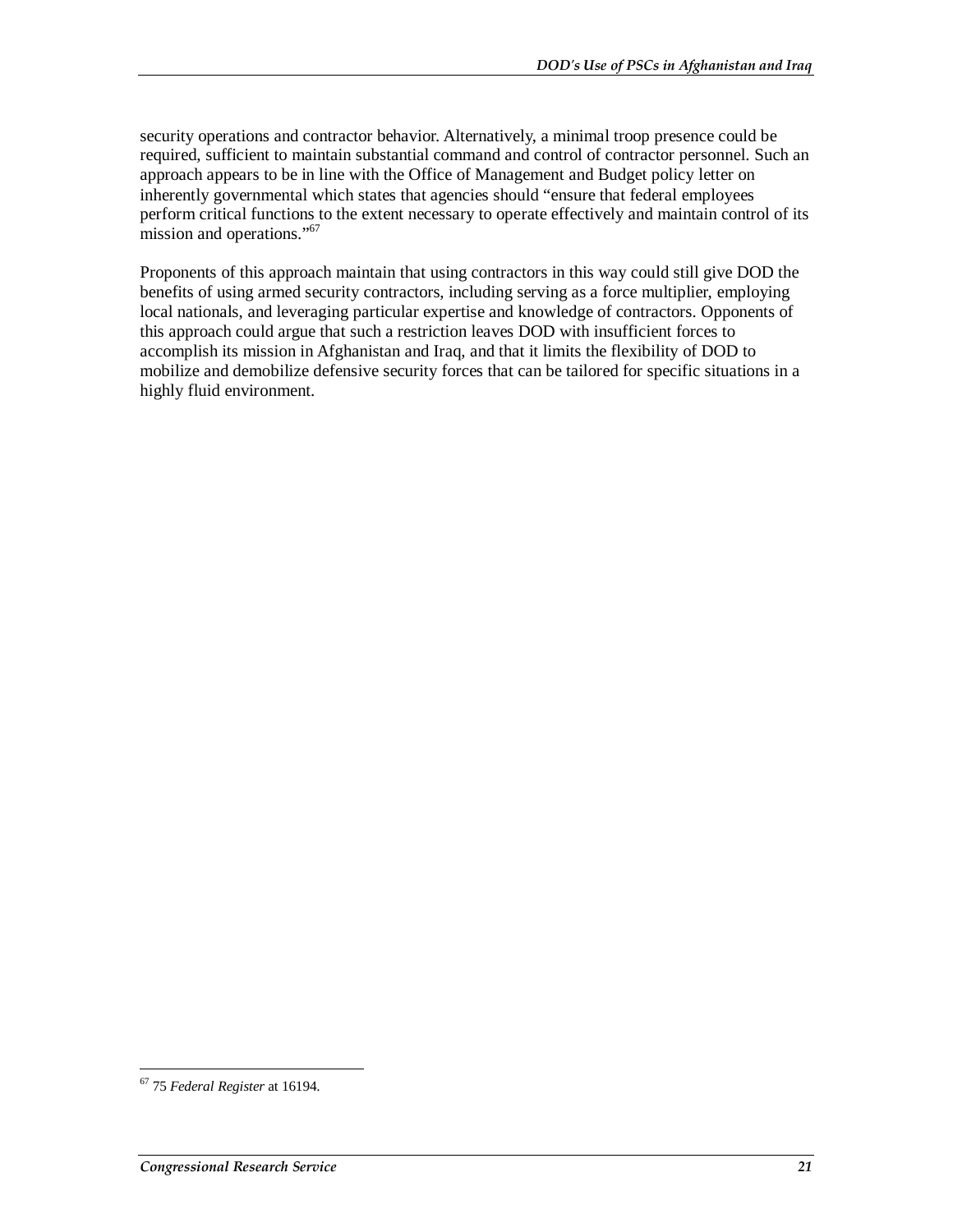security operations and contractor behavior. Alternatively, a minimal troop presence could be required, sufficient to maintain substantial command and control of contractor personnel. Such an approach appears to be in line with the Office of Management and Budget policy letter on inherently governmental which states that agencies should "ensure that federal employees perform critical functions to the extent necessary to operate effectively and maintain control of its mission and operations."[67]

Proponents of this approach maintain that using contractors in this way could still give DOD the benefits of using armed security contractors, including serving as a force multiplier, employing local nationals, and leveraging particular expertise and knowledge of contractors. Opponents of this approach could argue that such a restriction leaves DOD with insufficient forces to accomplish its mission in Afghanistan and Iraq, and that it limits the flexibility of DOD to mobilize and demobilize defensive security forces that can be tailored for specific situations in a highly fluid environment.

---

[67] 75 *Federal Register* at 16194.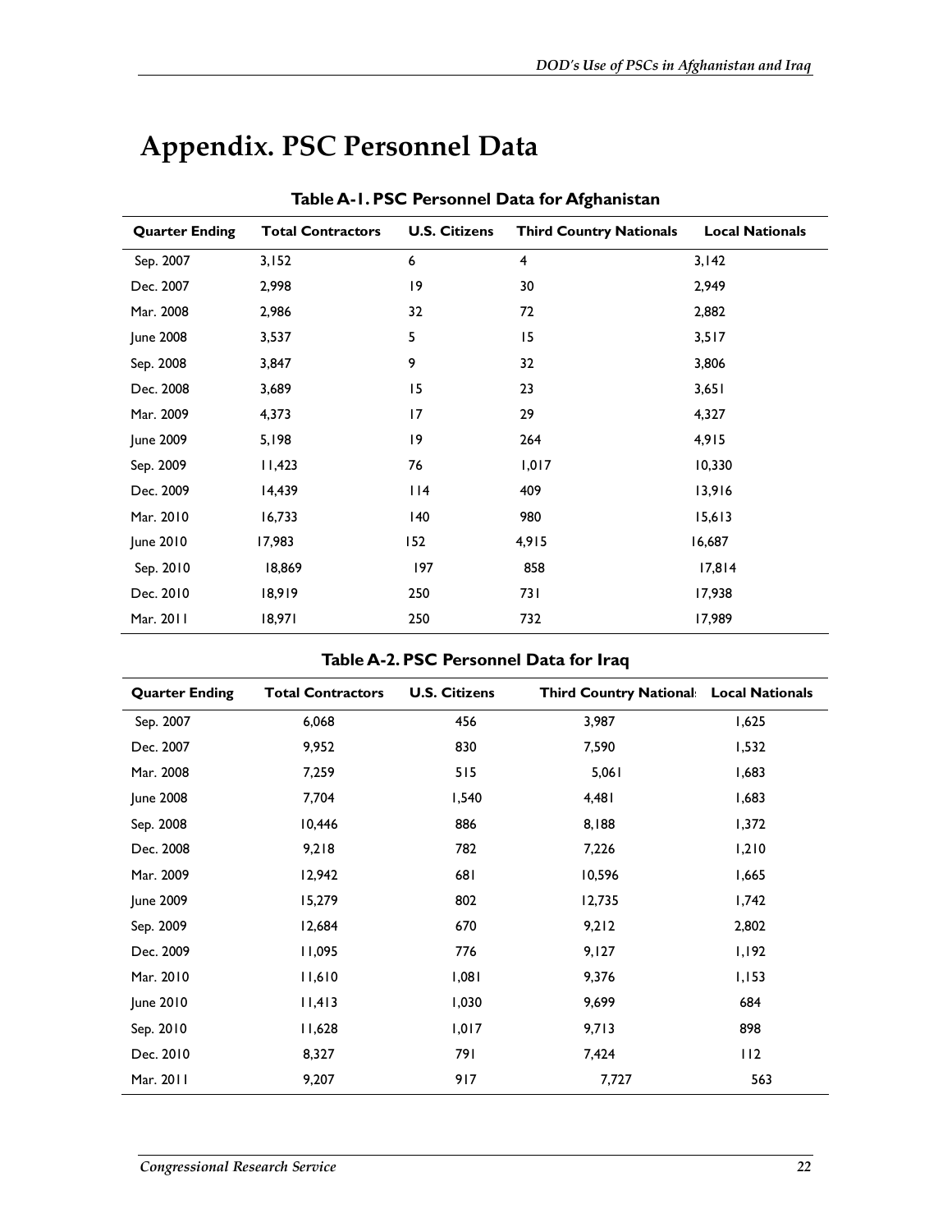# Appendix. PSC Personnel Data

**Table A-1. PSC Personnel Data for Afghanistan**

| Quarter Ending | Total Contractors | U.S. Citizens | Third Country Nationals | Local Nationals |
|---|---|---|---|---|
| Sep. 2007 | 3,152 | 6 | 4 | 3,142 |
| Dec. 2007 | 2,998 | 19 | 30 | 2,949 |
| Mar. 2008 | 2,986 | 32 | 72 | 2,882 |
| June 2008 | 3,537 | 5 | 15 | 3,517 |
| Sep. 2008 | 3,847 | 9 | 32 | 3,806 |
| Dec. 2008 | 3,689 | 15 | 23 | 3,651 |
| Mar. 2009 | 4,373 | 17 | 29 | 4,327 |
| June 2009 | 5,198 | 19 | 264 | 4,915 |
| Sep. 2009 | 11,423 | 76 | 1,017 | 10,330 |
| Dec. 2009 | 14,439 | 114 | 409 | 13,916 |
| Mar. 2010 | 16,733 | 140 | 980 | 15,613 |
| June 2010 | 17,983 | 152 | 4,915 | 16,687 |
| Sep. 2010 | 18,869 | 197 | 858 | 17,814 |
| Dec. 2010 | 18,919 | 250 | 731 | 17,938 |
| Mar. 2011 | 18,971 | 250 | 732 | 17,989 |

**Table A-2. PSC Personnel Data for Iraq**

| Quarter Ending | Total Contractors | U.S. Citizens | Third Country Nationals | Local Nationals |
|---|---|---|---|---|
| Sep. 2007 | 6,068 | 456 | 3,987 | 1,625 |
| Dec. 2007 | 9,952 | 830 | 7,590 | 1,532 |
| Mar. 2008 | 7,259 | 515 | 5,061 | 1,683 |
| June 2008 | 7,704 | 1,540 | 4,481 | 1,683 |
| Sep. 2008 | 10,446 | 886 | 8,188 | 1,372 |
| Dec. 2008 | 9,218 | 782 | 7,226 | 1,210 |
| Mar. 2009 | 12,942 | 681 | 10,596 | 1,665 |
| June 2009 | 15,279 | 802 | 12,735 | 1,742 |
| Sep. 2009 | 12,684 | 670 | 9,212 | 2,802 |
| Dec. 2009 | 11,095 | 776 | 9,127 | 1,192 |
| Mar. 2010 | 11,610 | 1,081 | 9,376 | 1,153 |
| June 2010 | 11,413 | 1,030 | 9,699 | 684 |
| Sep. 2010 | 11,628 | 1,017 | 9,713 | 898 |
| Dec. 2010 | 8,327 | 791 | 7,424 | 112 |
| Mar. 2011 | 9,207 | 917 | 7,727 | 563 |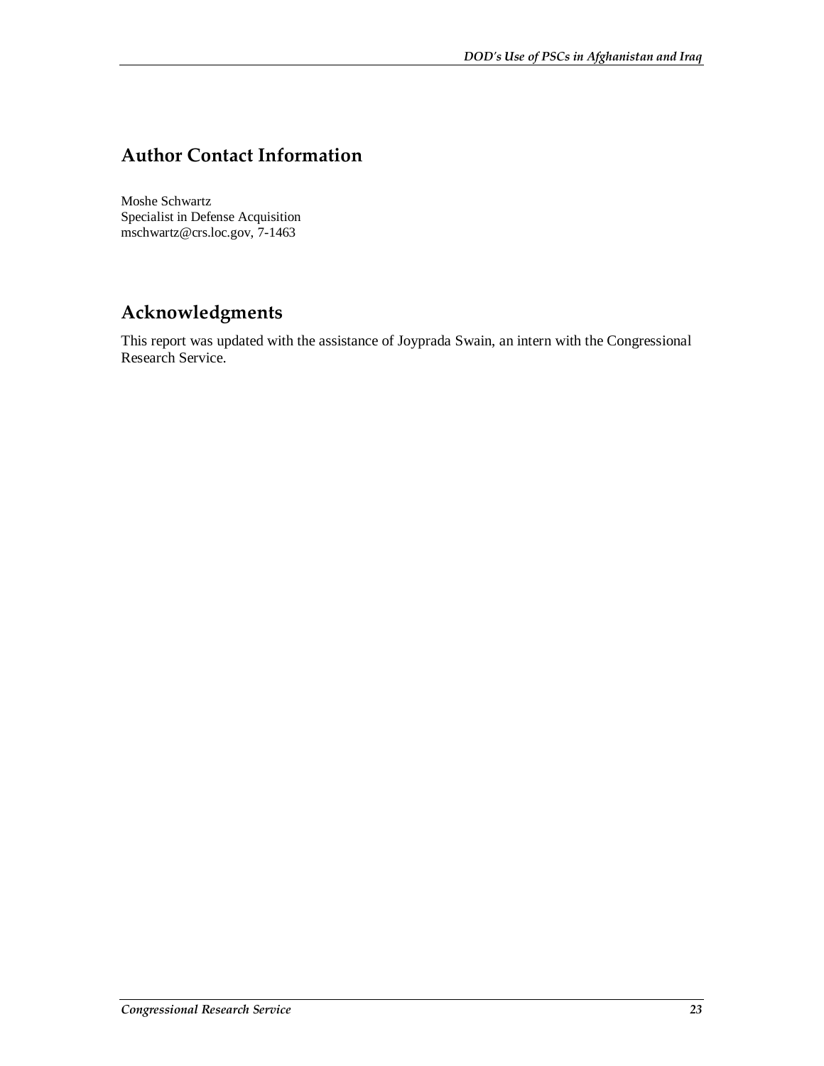## Author Contact Information

Moshe Schwartz
Specialist in Defense Acquisition
mschwartz@crs.loc.gov, 7-1463

## Acknowledgments

This report was updated with the assistance of Joyprada Swain, an intern with the Congressional Research Service.